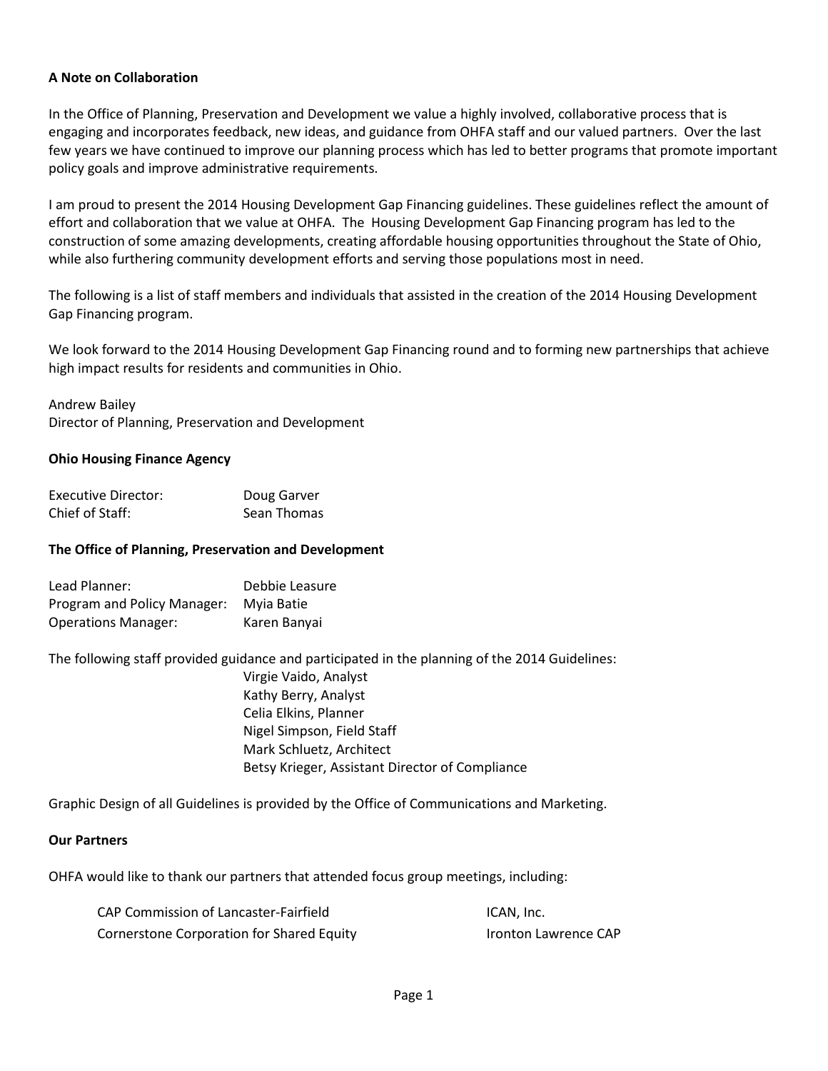**A Note on Collaboration**

In the Office of Planning, Preservation and Development we value a highly involved, collaborative process that is engaging and incorporates feedback, new ideas, and guidance from OHFA staff and our valued partners. Over the last few years we have continued to improve our planning process which has led to better programs that promote important policy goals and improve administrative requirements.

I am proud to present the 2014 Housing Development Gap Financing guidelines. These guidelines reflect the amount of effort and collaboration that we value at OHFA. The Housing Development Gap Financing program has led to the construction of some amazing developments, creating affordable housing opportunities throughout the State of Ohio, while also furthering community development efforts and serving those populations most in need.

The following is a list of staff members and individuals that assisted in the creation of the 2014 Housing Development Gap Financing program.

We look forward to the 2014 Housing Development Gap Financing round and to forming new partnerships that achieve high impact results for residents and communities in Ohio.

Andrew Bailey
Director of Planning, Preservation and Development

**Ohio Housing Finance Agency**

| | |
|---|---|
| Executive Director: | Doug Garver |
| Chief of Staff: | Sean Thomas |

**The Office of Planning, Preservation and Development**

| | |
|---|---|
| Lead Planner: | Debbie Leasure |
| Program and Policy Manager: | Myia Batie |
| Operations Manager: | Karen Banyai |

The following staff provided guidance and participated in the planning of the 2014 Guidelines:

Virgie Vaido, Analyst
Kathy Berry, Analyst
Celia Elkins, Planner
Nigel Simpson, Field Staff
Mark Schluetz, Architect
Betsy Krieger, Assistant Director of Compliance

Graphic Design of all Guidelines is provided by the Office of Communications and Marketing.

**Our Partners**

OHFA would like to thank our partners that attended focus group meetings, including:

| | |
|---|---|
| CAP Commission of Lancaster-Fairfield | ICAN, Inc. |
| Cornerstone Corporation for Shared Equity | Ironton Lawrence CAP |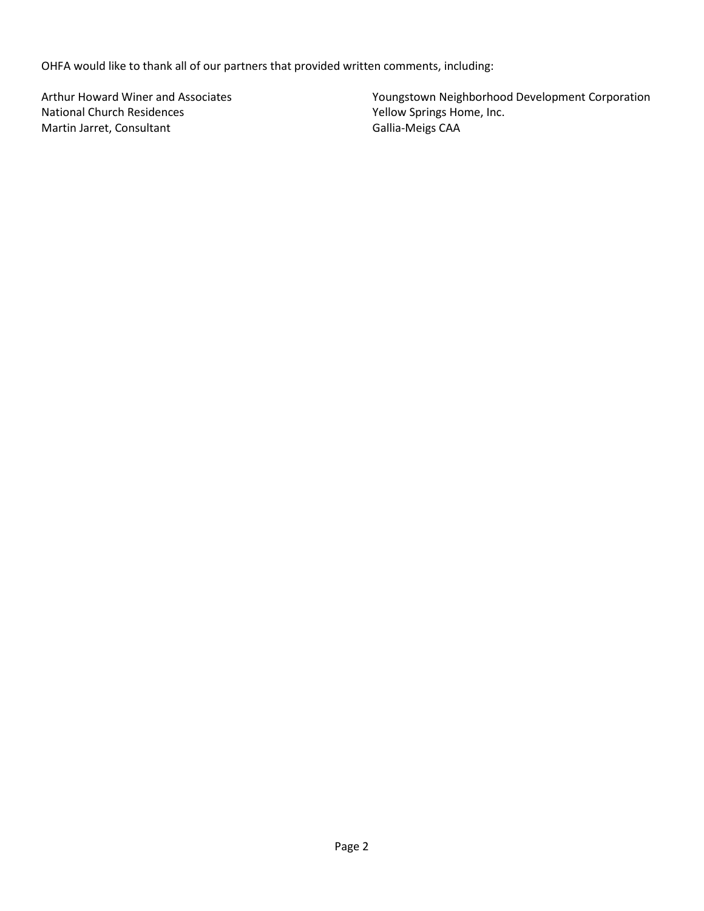OHFA would like to thank all of our partners that provided written comments, including:

- Arthur Howard Winer and Associates
- National Church Residences
- Martin Jarret, Consultant
- Youngstown Neighborhood Development Corporation
- Yellow Springs Home, Inc.
- Gallia-Meigs CAA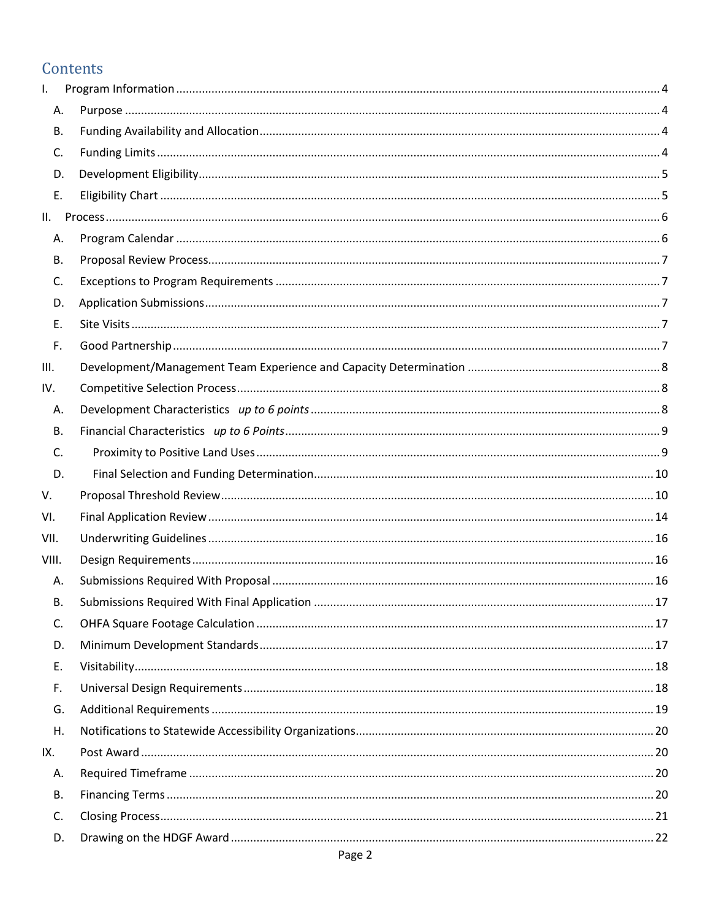# Contents

- I. Program Information ..... 4
  - A. Purpose ..... 4
  - B. Funding Availability and Allocation ..... 4
  - C. Funding Limits ..... 4
  - D. Development Eligibility ..... 5
  - E. Eligibility Chart ..... 5
- II. Process ..... 6
  - A. Program Calendar ..... 6
  - B. Proposal Review Process ..... 7
  - C. Exceptions to Program Requirements ..... 7
  - D. Application Submissions ..... 7
  - E. Site Visits ..... 7
  - F. Good Partnership ..... 7
- III. Development/Management Team Experience and Capacity Determination ..... 8
- IV. Competitive Selection Process ..... 8
  - A. Development Characteristics *up to 6 points* ..... 8
  - B. Financial Characteristics *up to 6 Points* ..... 9
  - C. Proximity to Positive Land Uses ..... 9
  - D. Final Selection and Funding Determination ..... 10
- V. Proposal Threshold Review ..... 10
- VI. Final Application Review ..... 14
- VII. Underwriting Guidelines ..... 16
- VIII. Design Requirements ..... 16
  - A. Submissions Required With Proposal ..... 16
  - B. Submissions Required With Final Application ..... 17
  - C. OHFA Square Footage Calculation ..... 17
  - D. Minimum Development Standards ..... 17
  - E. Visitability ..... 18
  - F. Universal Design Requirements ..... 18
  - G. Additional Requirements ..... 19
  - H. Notifications to Statewide Accessibility Organizations ..... 20
- IX. Post Award ..... 20
  - A. Required Timeframe ..... 20
  - B. Financing Terms ..... 20
  - C. Closing Process ..... 21
  - D. Drawing on the HDGF Award ..... 22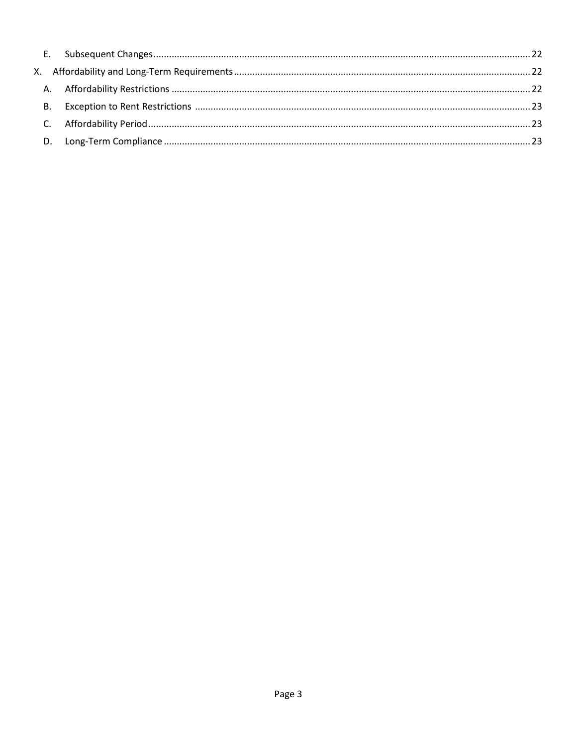E. Subsequent Changes ... 22

X. Affordability and Long-Term Requirements ... 22

A. Affordability Restrictions ... 22

B. Exception to Rent Restrictions ... 23

C. Affordability Period ... 23

D. Long-Term Compliance ... 23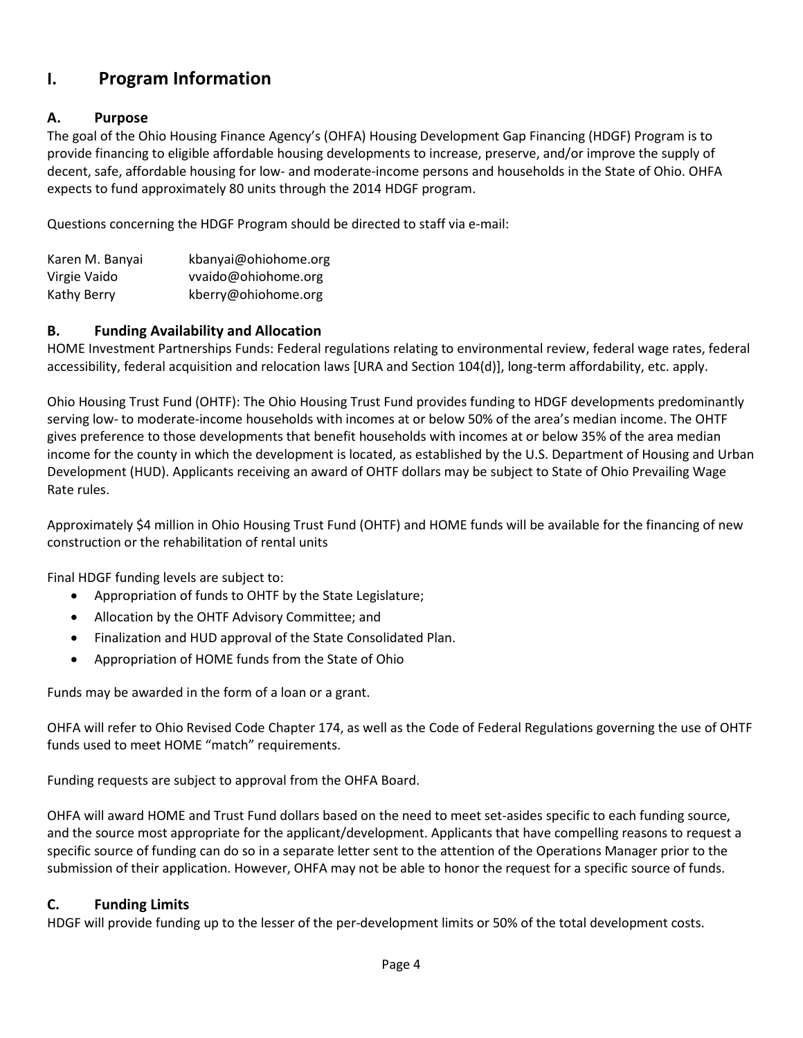# I. Program Information

## A. Purpose

The goal of the Ohio Housing Finance Agency's (OHFA) Housing Development Gap Financing (HDGF) Program is to provide financing to eligible affordable housing developments to increase, preserve, and/or improve the supply of decent, safe, affordable housing for low- and moderate-income persons and households in the State of Ohio. OHFA expects to fund approximately 80 units through the 2014 HDGF program.

Questions concerning the HDGF Program should be directed to staff via e-mail:

| | |
|---|---|
| Karen M. Banyai | kbanyai@ohiohome.org |
| Virgie Vaido | vvaido@ohiohome.org |
| Kathy Berry | kberry@ohiohome.org |

## B. Funding Availability and Allocation

HOME Investment Partnerships Funds: Federal regulations relating to environmental review, federal wage rates, federal accessibility, federal acquisition and relocation laws [URA and Section 104(d)], long-term affordability, etc. apply.

Ohio Housing Trust Fund (OHTF): The Ohio Housing Trust Fund provides funding to HDGF developments predominantly serving low- to moderate-income households with incomes at or below 50% of the area's median income. The OHTF gives preference to those developments that benefit households with incomes at or below 35% of the area median income for the county in which the development is located, as established by the U.S. Department of Housing and Urban Development (HUD). Applicants receiving an award of OHTF dollars may be subject to State of Ohio Prevailing Wage Rate rules.

Approximately $4 million in Ohio Housing Trust Fund (OHTF) and HOME funds will be available for the financing of new construction or the rehabilitation of rental units

Final HDGF funding levels are subject to:

- Appropriation of funds to OHTF by the State Legislature;
- Allocation by the OHTF Advisory Committee; and
- Finalization and HUD approval of the State Consolidated Plan.
- Appropriation of HOME funds from the State of Ohio

Funds may be awarded in the form of a loan or a grant.

OHFA will refer to Ohio Revised Code Chapter 174, as well as the Code of Federal Regulations governing the use of OHTF funds used to meet HOME "match" requirements.

Funding requests are subject to approval from the OHFA Board.

OHFA will award HOME and Trust Fund dollars based on the need to meet set-asides specific to each funding source, and the source most appropriate for the applicant/development. Applicants that have compelling reasons to request a specific source of funding can do so in a separate letter sent to the attention of the Operations Manager prior to the submission of their application. However, OHFA may not be able to honor the request for a specific source of funds.

## C. Funding Limits

HDGF will provide funding up to the lesser of the per-development limits or 50% of the total development costs.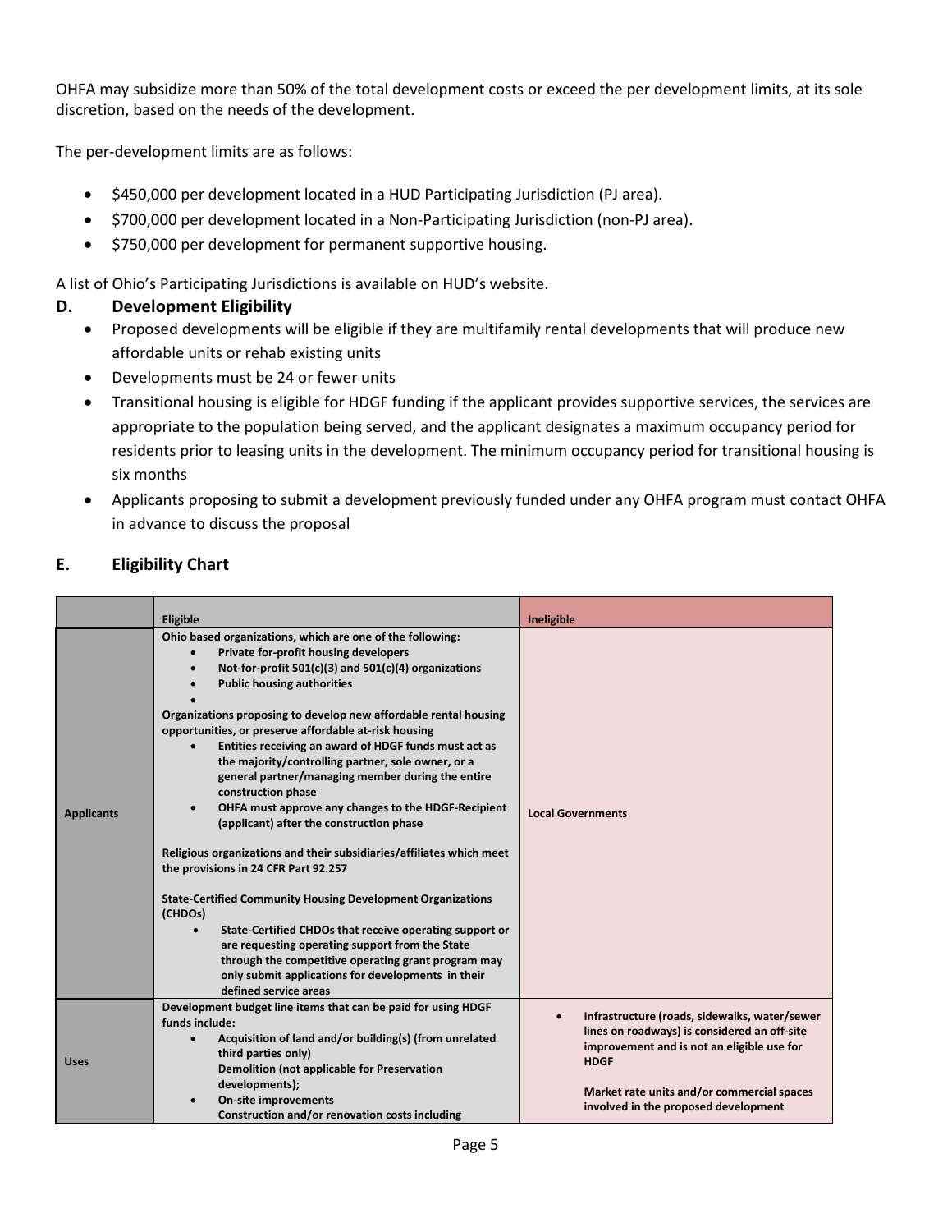OHFA may subsidize more than 50% of the total development costs or exceed the per development limits, at its sole discretion, based on the needs of the development.

The per-development limits are as follows:

- $450,000 per development located in a HUD Participating Jurisdiction (PJ area).
- $700,000 per development located in a Non-Participating Jurisdiction (non-PJ area).
- $750,000 per development for permanent supportive housing.

A list of Ohio's Participating Jurisdictions is available on HUD's website.

## D. Development Eligibility

- Proposed developments will be eligible if they are multifamily rental developments that will produce new affordable units or rehab existing units
- Developments must be 24 or fewer units
- Transitional housing is eligible for HDGF funding if the applicant provides supportive services, the services are appropriate to the population being served, and the applicant designates a maximum occupancy period for residents prior to leasing units in the development. The minimum occupancy period for transitional housing is six months
- Applicants proposing to submit a development previously funded under any OHFA program must contact OHFA in advance to discuss the proposal

## E. Eligibility Chart

| | Eligible | Ineligible |
|---|---|---|
| **Applicants** | **Ohio based organizations, which are one of the following:**<br>• **Private for-profit housing developers**<br>• **Not-for-profit 501(c)(3) and 501(c)(4) organizations**<br>• **Public housing authorities**<br>•<br><br>**Organizations proposing to develop new affordable rental housing opportunities, or preserve affordable at-risk housing**<br>• **Entities receiving an award of HDGF funds must act as the majority/controlling partner, sole owner, or a general partner/managing member during the entire construction phase**<br>• **OHFA must approve any changes to the HDGF-Recipient (applicant) after the construction phase**<br><br>**Religious organizations and their subsidiaries/affiliates which meet the provisions in 24 CFR Part 92.257**<br><br>**State-Certified Community Housing Development Organizations (CHDOs)**<br>• **State-Certified CHDOs that receive operating support or are requesting operating support from the State through the competitive operating grant program may only submit applications for developments in their defined service areas** | **Local Governments** |
| **Uses** | **Development budget line items that can be paid for using HDGF funds include:**<br>• **Acquisition of land and/or building(s) (from unrelated third parties only)**<br>**Demolition (not applicable for Preservation developments);**<br>• **On-site improvements**<br>**Construction and/or renovation costs including** | • **Infrastructure (roads, sidewalks, water/sewer lines on roadways) is considered an off-site improvement and is not an eligible use for HDGF**<br><br>**Market rate units and/or commercial spaces involved in the proposed development** |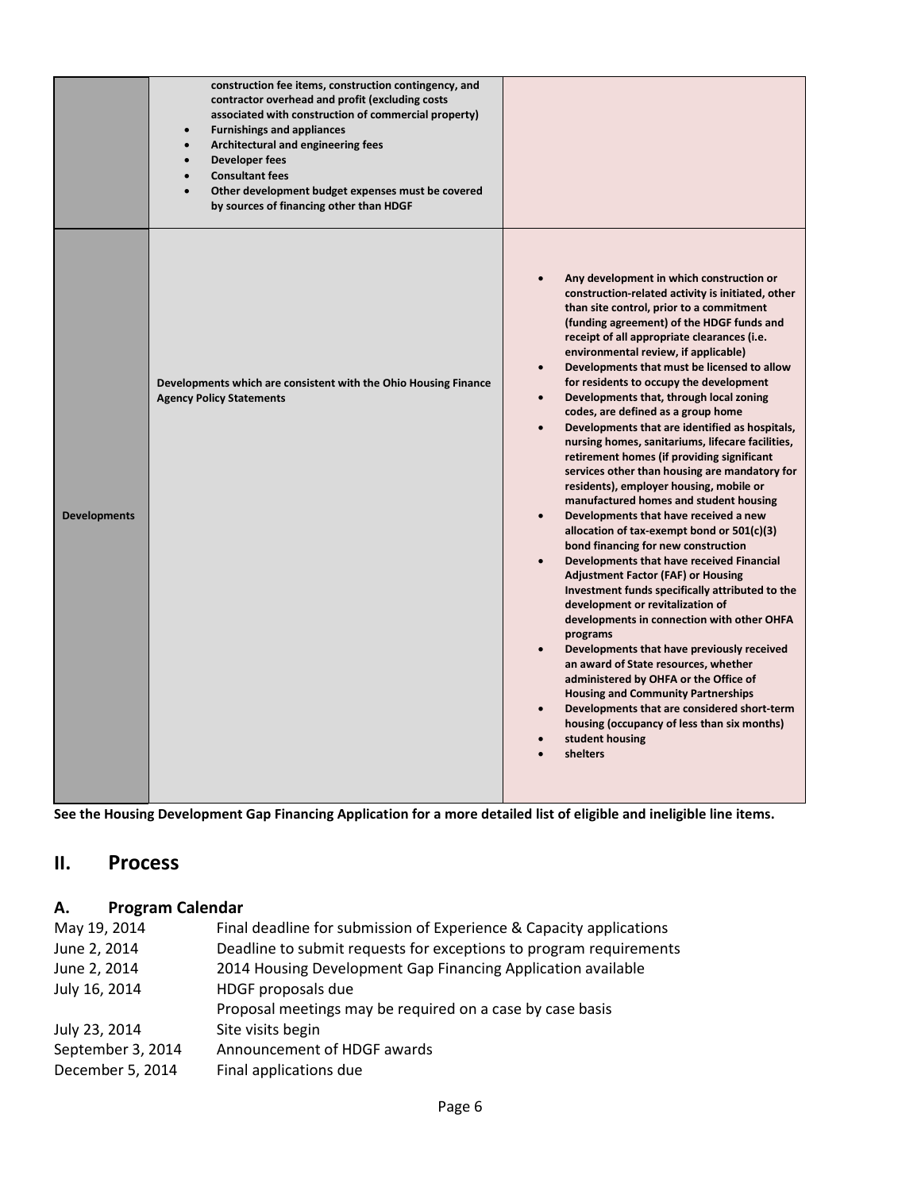| | | |
|---|---|---|
| | construction fee items, construction contingency, and contractor overhead and profit (excluding costs associated with construction of commercial property)<br>• Furnishings and appliances<br>• Architectural and engineering fees<br>• Developer fees<br>• Consultant fees<br>• Other development budget expenses must be covered by sources of financing other than HDGF | |
| **Developments** | **Developments which are consistent with the Ohio Housing Finance Agency Policy Statements** | • Any development in which construction or construction-related activity is initiated, other than site control, prior to a commitment (funding agreement) of the HDGF funds and receipt of all appropriate clearances (i.e. environmental review, if applicable)<br>• Developments that must be licensed to allow for residents to occupy the development<br>• Developments that, through local zoning codes, are defined as a group home<br>• Developments that are identified as hospitals, nursing homes, sanitariums, lifecare facilities, retirement homes (if providing significant services other than housing are mandatory for residents), employer housing, mobile or manufactured homes and student housing<br>• Developments that have received a new allocation of tax-exempt bond or 501(c)(3) bond financing for new construction<br>• Developments that have received Financial Adjustment Factor (FAF) or Housing Investment funds specifically attributed to the development or revitalization of developments in connection with other OHFA programs<br>• Developments that have previously received an award of State resources, whether administered by OHFA or the Office of Housing and Community Partnerships<br>• Developments that are considered short-term housing (occupancy of less than six months)<br>• student housing<br>• shelters |

**See the Housing Development Gap Financing Application for a more detailed list of eligible and ineligible line items.**

## II. Process

### A. Program Calendar

| | |
|---|---|
| May 19, 2014 | Final deadline for submission of Experience & Capacity applications |
| June 2, 2014 | Deadline to submit requests for exceptions to program requirements |
| June 2, 2014 | 2014 Housing Development Gap Financing Application available |
| July 16, 2014 | HDGF proposals due<br>Proposal meetings may be required on a case by case basis |
| July 23, 2014 | Site visits begin |
| September 3, 2014 | Announcement of HDGF awards |
| December 5, 2014 | Final applications due |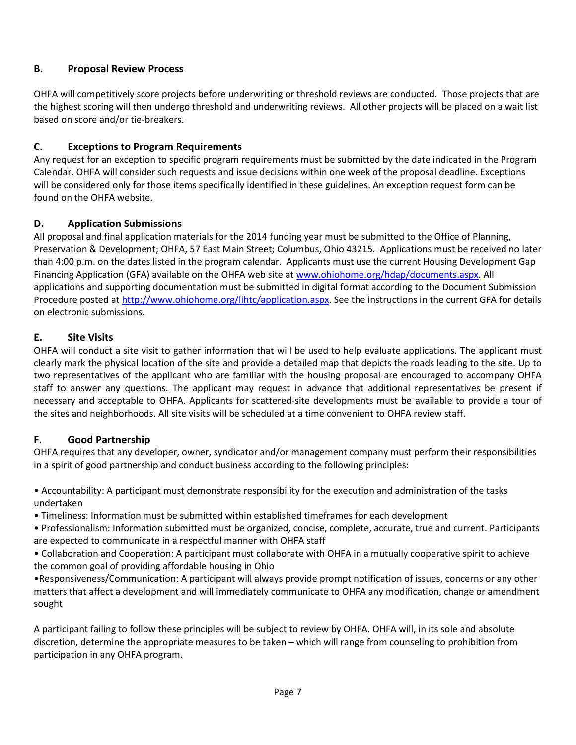## B. Proposal Review Process

OHFA will competitively score projects before underwriting or threshold reviews are conducted. Those projects that are the highest scoring will then undergo threshold and underwriting reviews. All other projects will be placed on a wait list based on score and/or tie-breakers.

## C. Exceptions to Program Requirements

Any request for an exception to specific program requirements must be submitted by the date indicated in the Program Calendar. OHFA will consider such requests and issue decisions within one week of the proposal deadline. Exceptions will be considered only for those items specifically identified in these guidelines. An exception request form can be found on the OHFA website.

## D. Application Submissions

All proposal and final application materials for the 2014 funding year must be submitted to the Office of Planning, Preservation & Development; OHFA, 57 East Main Street; Columbus, Ohio 43215. Applications must be received no later than 4:00 p.m. on the dates listed in the program calendar. Applicants must use the current Housing Development Gap Financing Application (GFA) available on the OHFA web site at [www.ohiohome.org/hdap/documents.aspx](www.ohiohome.org/hdap/documents.aspx). All applications and supporting documentation must be submitted in digital format according to the Document Submission Procedure posted at [http://www.ohiohome.org/lihtc/application.aspx](http://www.ohiohome.org/lihtc/application.aspx). See the instructions in the current GFA for details on electronic submissions.

## E. Site Visits

OHFA will conduct a site visit to gather information that will be used to help evaluate applications. The applicant must clearly mark the physical location of the site and provide a detailed map that depicts the roads leading to the site. Up to two representatives of the applicant who are familiar with the housing proposal are encouraged to accompany OHFA staff to answer any questions. The applicant may request in advance that additional representatives be present if necessary and acceptable to OHFA. Applicants for scattered-site developments must be available to provide a tour of the sites and neighborhoods. All site visits will be scheduled at a time convenient to OHFA review staff.

## F. Good Partnership

OHFA requires that any developer, owner, syndicator and/or management company must perform their responsibilities in a spirit of good partnership and conduct business according to the following principles:

- Accountability: A participant must demonstrate responsibility for the execution and administration of the tasks undertaken
- Timeliness: Information must be submitted within established timeframes for each development
- Professionalism: Information submitted must be organized, concise, complete, accurate, true and current. Participants are expected to communicate in a respectful manner with OHFA staff
- Collaboration and Cooperation: A participant must collaborate with OHFA in a mutually cooperative spirit to achieve the common goal of providing affordable housing in Ohio
- Responsiveness/Communication: A participant will always provide prompt notification of issues, concerns or any other matters that affect a development and will immediately communicate to OHFA any modification, change or amendment sought

A participant failing to follow these principles will be subject to review by OHFA. OHFA will, in its sole and absolute discretion, determine the appropriate measures to be taken – which will range from counseling to prohibition from participation in any OHFA program.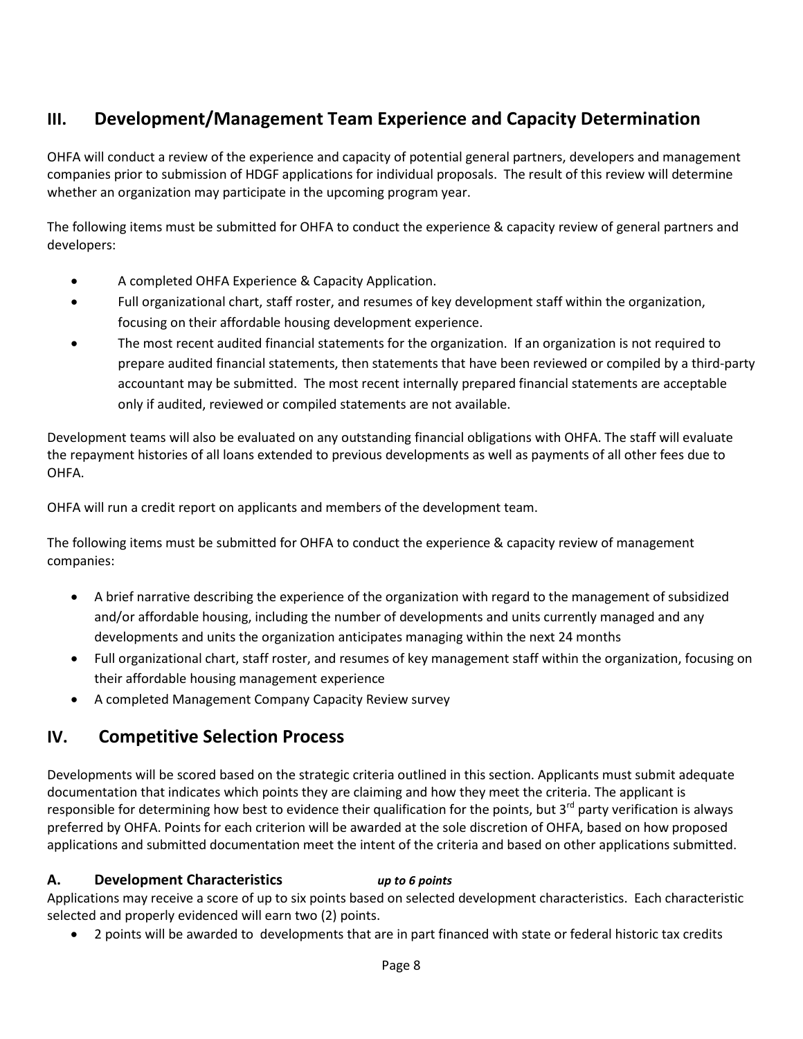## III. Development/Management Team Experience and Capacity Determination

OHFA will conduct a review of the experience and capacity of potential general partners, developers and management companies prior to submission of HDGF applications for individual proposals. The result of this review will determine whether an organization may participate in the upcoming program year.

The following items must be submitted for OHFA to conduct the experience & capacity review of general partners and developers:

- A completed OHFA Experience & Capacity Application.
- Full organizational chart, staff roster, and resumes of key development staff within the organization, focusing on their affordable housing development experience.
- The most recent audited financial statements for the organization. If an organization is not required to prepare audited financial statements, then statements that have been reviewed or compiled by a third-party accountant may be submitted. The most recent internally prepared financial statements are acceptable only if audited, reviewed or compiled statements are not available.

Development teams will also be evaluated on any outstanding financial obligations with OHFA. The staff will evaluate the repayment histories of all loans extended to previous developments as well as payments of all other fees due to OHFA.

OHFA will run a credit report on applicants and members of the development team.

The following items must be submitted for OHFA to conduct the experience & capacity review of management companies:

- A brief narrative describing the experience of the organization with regard to the management of subsidized and/or affordable housing, including the number of developments and units currently managed and any developments and units the organization anticipates managing within the next 24 months
- Full organizational chart, staff roster, and resumes of key management staff within the organization, focusing on their affordable housing management experience
- A completed Management Company Capacity Review survey

## IV. Competitive Selection Process

Developments will be scored based on the strategic criteria outlined in this section. Applicants must submit adequate documentation that indicates which points they are claiming and how they meet the criteria. The applicant is responsible for determining how best to evidence their qualification for the points, but 3rd party verification is always preferred by OHFA. Points for each criterion will be awarded at the sole discretion of OHFA, based on how proposed applications and submitted documentation meet the intent of the criteria and based on other applications submitted.

### A. Development Characteristics *up to 6 points*

Applications may receive a score of up to six points based on selected development characteristics. Each characteristic selected and properly evidenced will earn two (2) points.

- 2 points will be awarded to developments that are in part financed with state or federal historic tax credits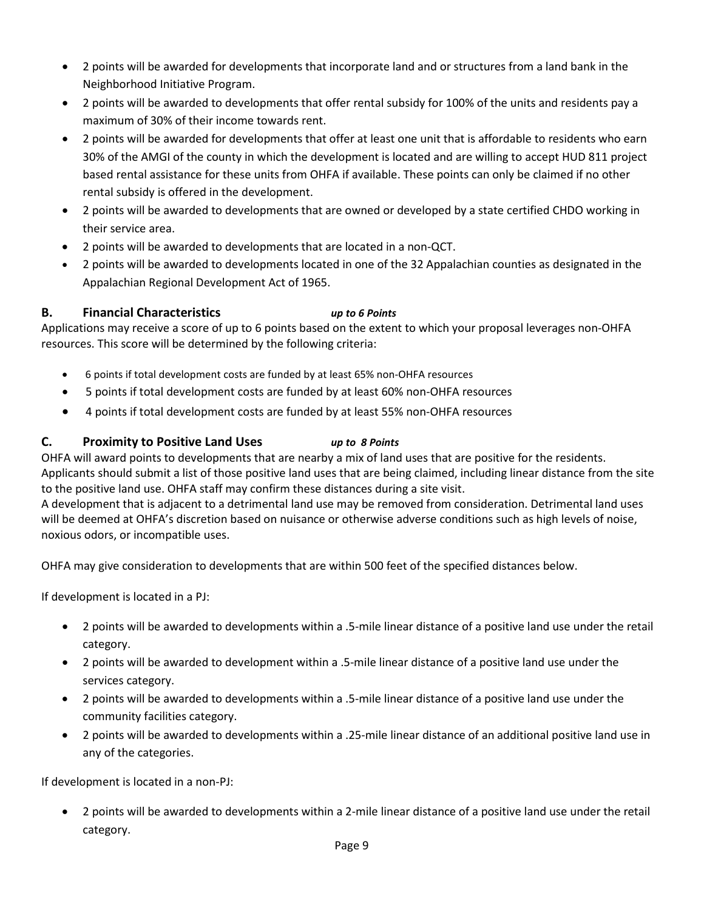- 2 points will be awarded for developments that incorporate land and or structures from a land bank in the Neighborhood Initiative Program.
- 2 points will be awarded to developments that offer rental subsidy for 100% of the units and residents pay a maximum of 30% of their income towards rent.
- 2 points will be awarded for developments that offer at least one unit that is affordable to residents who earn 30% of the AMGI of the county in which the development is located and are willing to accept HUD 811 project based rental assistance for these units from OHFA if available. These points can only be claimed if no other rental subsidy is offered in the development.
- 2 points will be awarded to developments that are owned or developed by a state certified CHDO working in their service area.
- 2 points will be awarded to developments that are located in a non-QCT.
- 2 points will be awarded to developments located in one of the 32 Appalachian counties as designated in the Appalachian Regional Development Act of 1965.

### B. Financial Characteristics *up to 6 Points*

Applications may receive a score of up to 6 points based on the extent to which your proposal leverages non-OHFA resources. This score will be determined by the following criteria:

- 6 points if total development costs are funded by at least 65% non-OHFA resources
- 5 points if total development costs are funded by at least 60% non-OHFA resources
- 4 points if total development costs are funded by at least 55% non-OHFA resources

### C. Proximity to Positive Land Uses *up to 8 Points*

OHFA will award points to developments that are nearby a mix of land uses that are positive for the residents. Applicants should submit a list of those positive land uses that are being claimed, including linear distance from the site to the positive land use. OHFA staff may confirm these distances during a site visit.
A development that is adjacent to a detrimental land use may be removed from consideration. Detrimental land uses will be deemed at OHFA's discretion based on nuisance or otherwise adverse conditions such as high levels of noise, noxious odors, or incompatible uses.

OHFA may give consideration to developments that are within 500 feet of the specified distances below.

If development is located in a PJ:

- 2 points will be awarded to developments within a .5-mile linear distance of a positive land use under the retail category.
- 2 points will be awarded to development within a .5-mile linear distance of a positive land use under the services category.
- 2 points will be awarded to developments within a .5-mile linear distance of a positive land use under the community facilities category.
- 2 points will be awarded to developments within a .25-mile linear distance of an additional positive land use in any of the categories.

If development is located in a non-PJ:

- 2 points will be awarded to developments within a 2-mile linear distance of a positive land use under the retail category.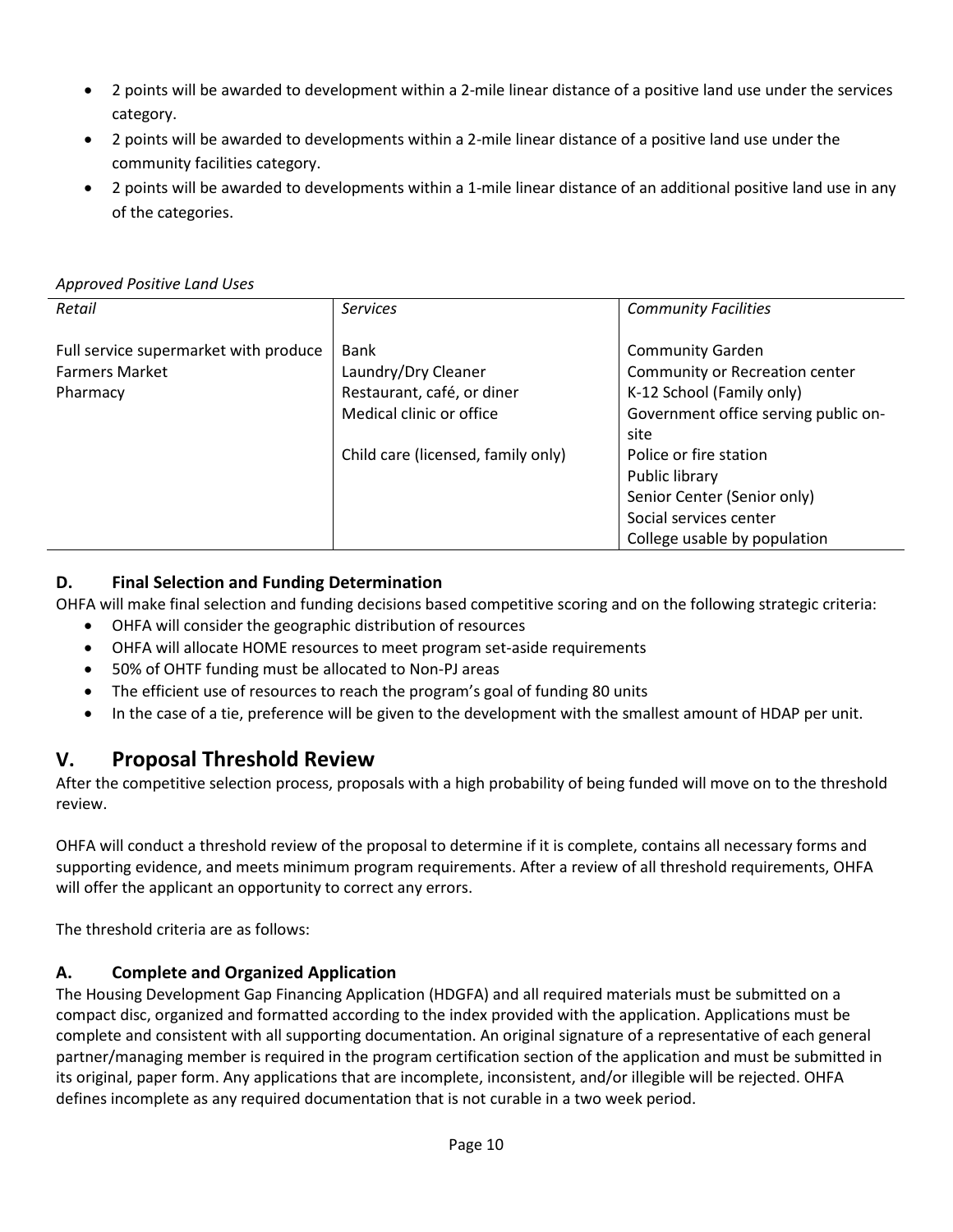- 2 points will be awarded to development within a 2-mile linear distance of a positive land use under the services category.
- 2 points will be awarded to developments within a 2-mile linear distance of a positive land use under the community facilities category.
- 2 points will be awarded to developments within a 1-mile linear distance of an additional positive land use in any of the categories.

*Approved Positive Land Uses*

| *Retail* | *Services* | *Community Facilities* |
|---|---|---|
| Full service supermarket with produce | Bank | Community Garden |
| Farmers Market | Laundry/Dry Cleaner | Community or Recreation center |
| Pharmacy | Restaurant, café, or diner | K-12 School (Family only) |
| | Medical clinic or office | Government office serving public on-site |
| | Child care (licensed, family only) | Police or fire station |
| | | Public library |
| | | Senior Center (Senior only) |
| | | Social services center |
| | | College usable by population |

### D. Final Selection and Funding Determination

OHFA will make final selection and funding decisions based competitive scoring and on the following strategic criteria:

- OHFA will consider the geographic distribution of resources
- OHFA will allocate HOME resources to meet program set-aside requirements
- 50% of OHTF funding must be allocated to Non-PJ areas
- The efficient use of resources to reach the program's goal of funding 80 units
- In the case of a tie, preference will be given to the development with the smallest amount of HDAP per unit.

## V. Proposal Threshold Review

After the competitive selection process, proposals with a high probability of being funded will move on to the threshold review.

OHFA will conduct a threshold review of the proposal to determine if it is complete, contains all necessary forms and supporting evidence, and meets minimum program requirements. After a review of all threshold requirements, OHFA will offer the applicant an opportunity to correct any errors.

The threshold criteria are as follows:

### A. Complete and Organized Application

The Housing Development Gap Financing Application (HDGFA) and all required materials must be submitted on a compact disc, organized and formatted according to the index provided with the application. Applications must be complete and consistent with all supporting documentation. An original signature of a representative of each general partner/managing member is required in the program certification section of the application and must be submitted in its original, paper form. Any applications that are incomplete, inconsistent, and/or illegible will be rejected. OHFA defines incomplete as any required documentation that is not curable in a two week period.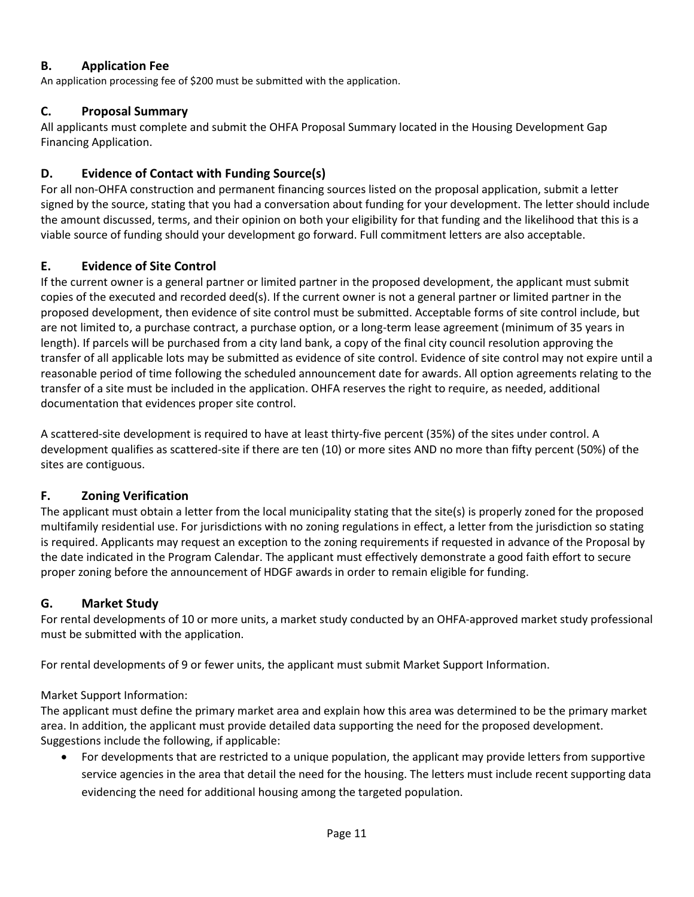## B. Application Fee

An application processing fee of $200 must be submitted with the application.

## C. Proposal Summary

All applicants must complete and submit the OHFA Proposal Summary located in the Housing Development Gap Financing Application.

## D. Evidence of Contact with Funding Source(s)

For all non-OHFA construction and permanent financing sources listed on the proposal application, submit a letter signed by the source, stating that you had a conversation about funding for your development. The letter should include the amount discussed, terms, and their opinion on both your eligibility for that funding and the likelihood that this is a viable source of funding should your development go forward. Full commitment letters are also acceptable.

## E. Evidence of Site Control

If the current owner is a general partner or limited partner in the proposed development, the applicant must submit copies of the executed and recorded deed(s). If the current owner is not a general partner or limited partner in the proposed development, then evidence of site control must be submitted. Acceptable forms of site control include, but are not limited to, a purchase contract, a purchase option, or a long-term lease agreement (minimum of 35 years in length). If parcels will be purchased from a city land bank, a copy of the final city council resolution approving the transfer of all applicable lots may be submitted as evidence of site control. Evidence of site control may not expire until a reasonable period of time following the scheduled announcement date for awards. All option agreements relating to the transfer of a site must be included in the application. OHFA reserves the right to require, as needed, additional documentation that evidences proper site control.

A scattered-site development is required to have at least thirty-five percent (35%) of the sites under control. A development qualifies as scattered-site if there are ten (10) or more sites AND no more than fifty percent (50%) of the sites are contiguous.

## F. Zoning Verification

The applicant must obtain a letter from the local municipality stating that the site(s) is properly zoned for the proposed multifamily residential use. For jurisdictions with no zoning regulations in effect, a letter from the jurisdiction so stating is required. Applicants may request an exception to the zoning requirements if requested in advance of the Proposal by the date indicated in the Program Calendar. The applicant must effectively demonstrate a good faith effort to secure proper zoning before the announcement of HDGF awards in order to remain eligible for funding.

## G. Market Study

For rental developments of 10 or more units, a market study conducted by an OHFA-approved market study professional must be submitted with the application.

For rental developments of 9 or fewer units, the applicant must submit Market Support Information.

Market Support Information:

The applicant must define the primary market area and explain how this area was determined to be the primary market area. In addition, the applicant must provide detailed data supporting the need for the proposed development. Suggestions include the following, if applicable:

- For developments that are restricted to a unique population, the applicant may provide letters from supportive service agencies in the area that detail the need for the housing. The letters must include recent supporting data evidencing the need for additional housing among the targeted population.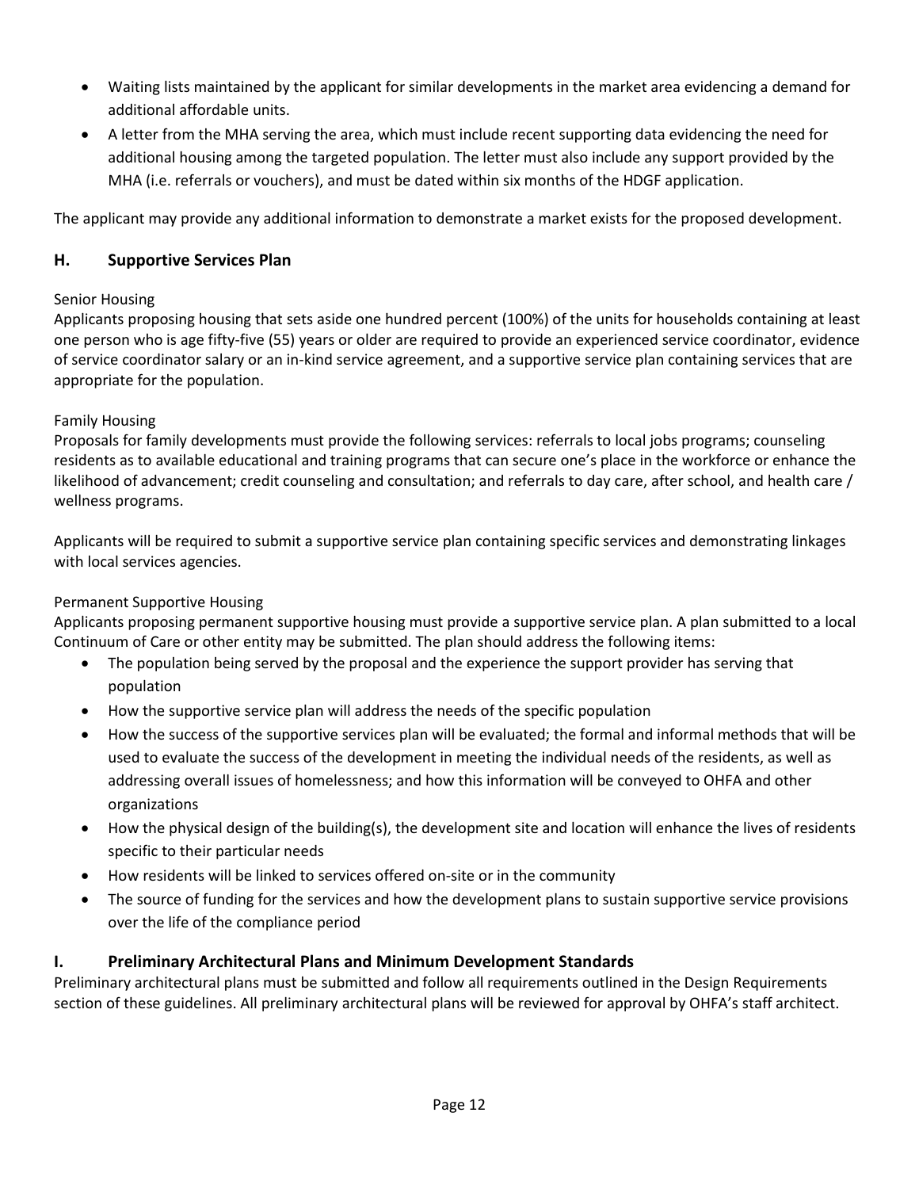- Waiting lists maintained by the applicant for similar developments in the market area evidencing a demand for additional affordable units.
- A letter from the MHA serving the area, which must include recent supporting data evidencing the need for additional housing among the targeted population. The letter must also include any support provided by the MHA (i.e. referrals or vouchers), and must be dated within six months of the HDGF application.

The applicant may provide any additional information to demonstrate a market exists for the proposed development.

## H. Supportive Services Plan

Senior Housing
Applicants proposing housing that sets aside one hundred percent (100%) of the units for households containing at least one person who is age fifty-five (55) years or older are required to provide an experienced service coordinator, evidence of service coordinator salary or an in-kind service agreement, and a supportive service plan containing services that are appropriate for the population.

Family Housing
Proposals for family developments must provide the following services: referrals to local jobs programs; counseling residents as to available educational and training programs that can secure one's place in the workforce or enhance the likelihood of advancement; credit counseling and consultation; and referrals to day care, after school, and health care / wellness programs.

Applicants will be required to submit a supportive service plan containing specific services and demonstrating linkages with local services agencies.

Permanent Supportive Housing
Applicants proposing permanent supportive housing must provide a supportive service plan. A plan submitted to a local Continuum of Care or other entity may be submitted. The plan should address the following items:

- The population being served by the proposal and the experience the support provider has serving that population
- How the supportive service plan will address the needs of the specific population
- How the success of the supportive services plan will be evaluated; the formal and informal methods that will be used to evaluate the success of the development in meeting the individual needs of the residents, as well as addressing overall issues of homelessness; and how this information will be conveyed to OHFA and other organizations
- How the physical design of the building(s), the development site and location will enhance the lives of residents specific to their particular needs
- How residents will be linked to services offered on-site or in the community
- The source of funding for the services and how the development plans to sustain supportive service provisions over the life of the compliance period

## I. Preliminary Architectural Plans and Minimum Development Standards

Preliminary architectural plans must be submitted and follow all requirements outlined in the Design Requirements section of these guidelines. All preliminary architectural plans will be reviewed for approval by OHFA's staff architect.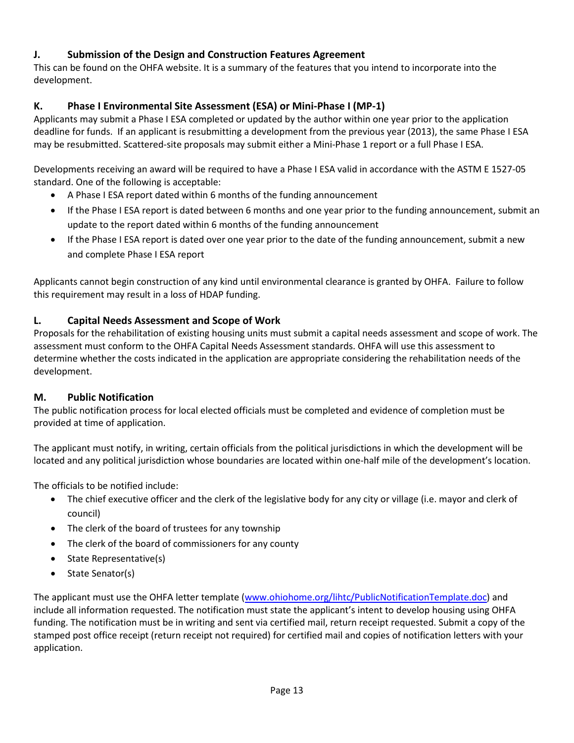### J. Submission of the Design and Construction Features Agreement

This can be found on the OHFA website. It is a summary of the features that you intend to incorporate into the development.

### K. Phase I Environmental Site Assessment (ESA) or Mini-Phase I (MP-1)

Applicants may submit a Phase I ESA completed or updated by the author within one year prior to the application deadline for funds. If an applicant is resubmitting a development from the previous year (2013), the same Phase I ESA may be resubmitted. Scattered-site proposals may submit either a Mini-Phase 1 report or a full Phase I ESA.

Developments receiving an award will be required to have a Phase I ESA valid in accordance with the ASTM E 1527-05 standard. One of the following is acceptable:

- A Phase I ESA report dated within 6 months of the funding announcement
- If the Phase I ESA report is dated between 6 months and one year prior to the funding announcement, submit an update to the report dated within 6 months of the funding announcement
- If the Phase I ESA report is dated over one year prior to the date of the funding announcement, submit a new and complete Phase I ESA report

Applicants cannot begin construction of any kind until environmental clearance is granted by OHFA. Failure to follow this requirement may result in a loss of HDAP funding.

### L. Capital Needs Assessment and Scope of Work

Proposals for the rehabilitation of existing housing units must submit a capital needs assessment and scope of work. The assessment must conform to the OHFA Capital Needs Assessment standards. OHFA will use this assessment to determine whether the costs indicated in the application are appropriate considering the rehabilitation needs of the development.

### M. Public Notification

The public notification process for local elected officials must be completed and evidence of completion must be provided at time of application.

The applicant must notify, in writing, certain officials from the political jurisdictions in which the development will be located and any political jurisdiction whose boundaries are located within one-half mile of the development's location.

The officials to be notified include:

- The chief executive officer and the clerk of the legislative body for any city or village (i.e. mayor and clerk of council)
- The clerk of the board of trustees for any township
- The clerk of the board of commissioners for any county
- State Representative(s)
- State Senator(s)

The applicant must use the OHFA letter template (www.ohiohome.org/lihtc/PublicNotificationTemplate.doc) and include all information requested. The notification must state the applicant's intent to develop housing using OHFA funding. The notification must be in writing and sent via certified mail, return receipt requested. Submit a copy of the stamped post office receipt (return receipt not required) for certified mail and copies of notification letters with your application.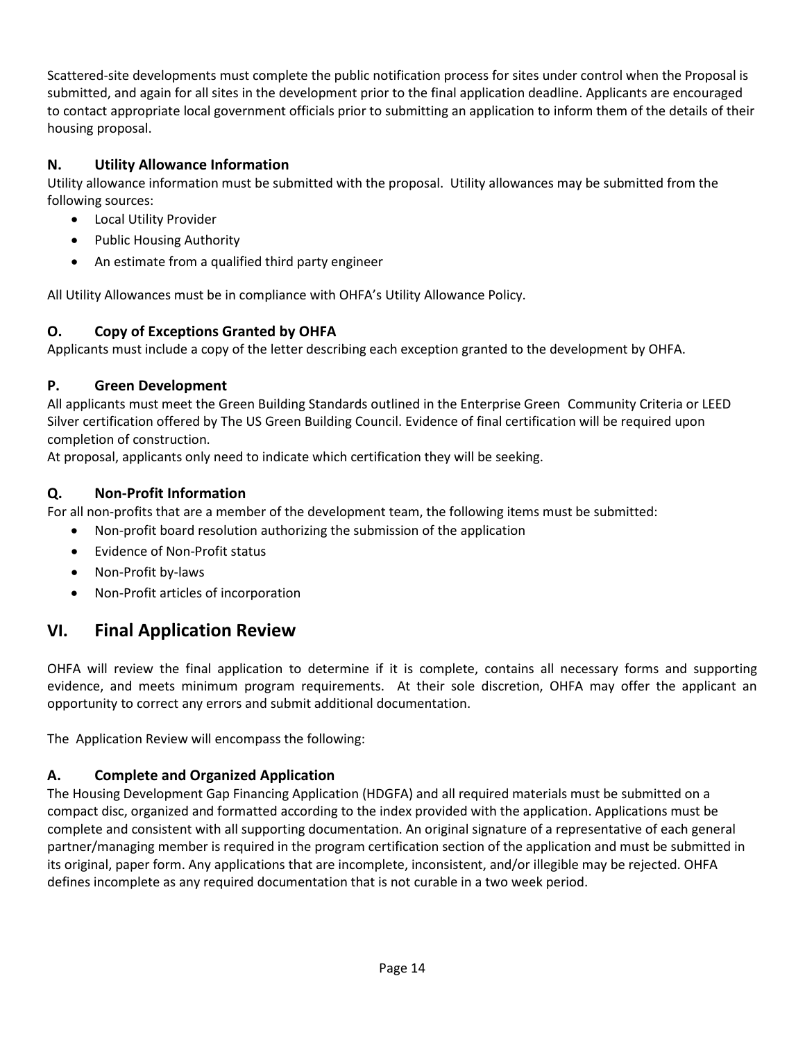Scattered-site developments must complete the public notification process for sites under control when the Proposal is submitted, and again for all sites in the development prior to the final application deadline. Applicants are encouraged to contact appropriate local government officials prior to submitting an application to inform them of the details of their housing proposal.

### N. Utility Allowance Information

Utility allowance information must be submitted with the proposal. Utility allowances may be submitted from the following sources:

- Local Utility Provider
- Public Housing Authority
- An estimate from a qualified third party engineer

All Utility Allowances must be in compliance with OHFA's Utility Allowance Policy.

### O. Copy of Exceptions Granted by OHFA

Applicants must include a copy of the letter describing each exception granted to the development by OHFA.

### P. Green Development

All applicants must meet the Green Building Standards outlined in the Enterprise Green Community Criteria or LEED Silver certification offered by The US Green Building Council. Evidence of final certification will be required upon completion of construction.

At proposal, applicants only need to indicate which certification they will be seeking.

### Q. Non-Profit Information

For all non-profits that are a member of the development team, the following items must be submitted:

- Non-profit board resolution authorizing the submission of the application
- Evidence of Non-Profit status
- Non-Profit by-laws
- Non-Profit articles of incorporation

## VI. Final Application Review

OHFA will review the final application to determine if it is complete, contains all necessary forms and supporting evidence, and meets minimum program requirements. At their sole discretion, OHFA may offer the applicant an opportunity to correct any errors and submit additional documentation.

The Application Review will encompass the following:

### A. Complete and Organized Application

The Housing Development Gap Financing Application (HDGFA) and all required materials must be submitted on a compact disc, organized and formatted according to the index provided with the application. Applications must be complete and consistent with all supporting documentation. An original signature of a representative of each general partner/managing member is required in the program certification section of the application and must be submitted in its original, paper form. Any applications that are incomplete, inconsistent, and/or illegible may be rejected. OHFA defines incomplete as any required documentation that is not curable in a two week period.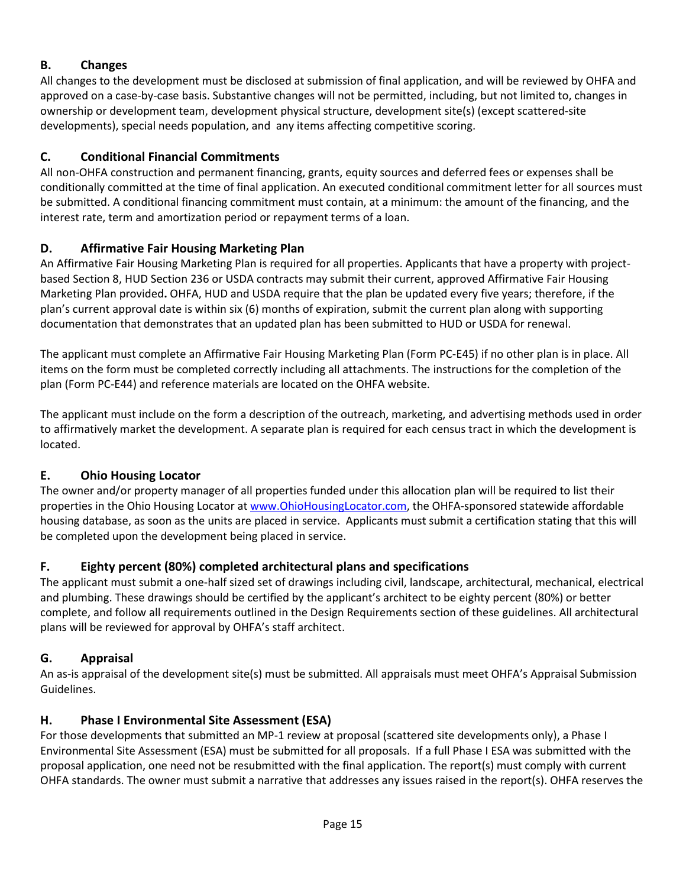### B. Changes

All changes to the development must be disclosed at submission of final application, and will be reviewed by OHFA and approved on a case-by-case basis. Substantive changes will not be permitted, including, but not limited to, changes in ownership or development team, development physical structure, development site(s) (except scattered-site developments), special needs population, and any items affecting competitive scoring.

### C. Conditional Financial Commitments

All non-OHFA construction and permanent financing, grants, equity sources and deferred fees or expenses shall be conditionally committed at the time of final application. An executed conditional commitment letter for all sources must be submitted. A conditional financing commitment must contain, at a minimum: the amount of the financing, and the interest rate, term and amortization period or repayment terms of a loan.

### D. Affirmative Fair Housing Marketing Plan

An Affirmative Fair Housing Marketing Plan is required for all properties. Applicants that have a property with project-based Section 8, HUD Section 236 or USDA contracts may submit their current, approved Affirmative Fair Housing Marketing Plan provided**.** OHFA, HUD and USDA require that the plan be updated every five years; therefore, if the plan's current approval date is within six (6) months of expiration, submit the current plan along with supporting documentation that demonstrates that an updated plan has been submitted to HUD or USDA for renewal.

The applicant must complete an Affirmative Fair Housing Marketing Plan (Form PC-E45) if no other plan is in place. All items on the form must be completed correctly including all attachments. The instructions for the completion of the plan (Form PC-E44) and reference materials are located on the OHFA website.

The applicant must include on the form a description of the outreach, marketing, and advertising methods used in order to affirmatively market the development. A separate plan is required for each census tract in which the development is located.

### E. Ohio Housing Locator

The owner and/or property manager of all properties funded under this allocation plan will be required to list their properties in the Ohio Housing Locator at [www.OhioHousingLocator.com](http://www.OhioHousingLocator.com), the OHFA-sponsored statewide affordable housing database, as soon as the units are placed in service. Applicants must submit a certification stating that this will be completed upon the development being placed in service.

### F. Eighty percent (80%) completed architectural plans and specifications

The applicant must submit a one-half sized set of drawings including civil, landscape, architectural, mechanical, electrical and plumbing. These drawings should be certified by the applicant's architect to be eighty percent (80%) or better complete, and follow all requirements outlined in the Design Requirements section of these guidelines. All architectural plans will be reviewed for approval by OHFA's staff architect.

### G. Appraisal

An as-is appraisal of the development site(s) must be submitted. All appraisals must meet OHFA's Appraisal Submission Guidelines.

### H. Phase I Environmental Site Assessment (ESA)

For those developments that submitted an MP-1 review at proposal (scattered site developments only), a Phase I Environmental Site Assessment (ESA) must be submitted for all proposals. If a full Phase I ESA was submitted with the proposal application, one need not be resubmitted with the final application. The report(s) must comply with current OHFA standards. The owner must submit a narrative that addresses any issues raised in the report(s). OHFA reserves the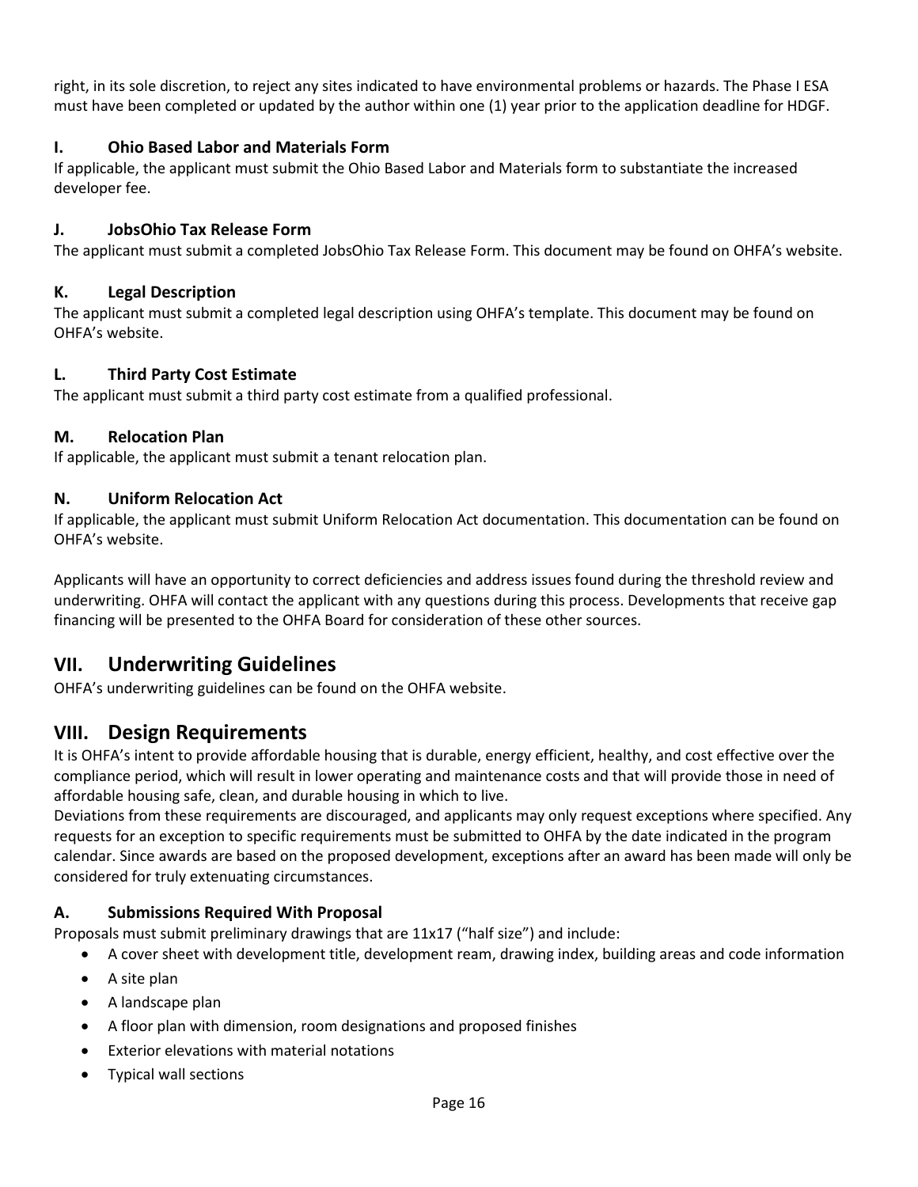right, in its sole discretion, to reject any sites indicated to have environmental problems or hazards. The Phase I ESA must have been completed or updated by the author within one (1) year prior to the application deadline for HDGF.

### I. Ohio Based Labor and Materials Form

If applicable, the applicant must submit the Ohio Based Labor and Materials form to substantiate the increased developer fee.

### J. JobsOhio Tax Release Form

The applicant must submit a completed JobsOhio Tax Release Form. This document may be found on OHFA's website.

### K. Legal Description

The applicant must submit a completed legal description using OHFA's template. This document may be found on OHFA's website.

### L. Third Party Cost Estimate

The applicant must submit a third party cost estimate from a qualified professional.

### M. Relocation Plan

If applicable, the applicant must submit a tenant relocation plan.

### N. Uniform Relocation Act

If applicable, the applicant must submit Uniform Relocation Act documentation. This documentation can be found on OHFA's website.

Applicants will have an opportunity to correct deficiencies and address issues found during the threshold review and underwriting. OHFA will contact the applicant with any questions during this process. Developments that receive gap financing will be presented to the OHFA Board for consideration of these other sources.

## VII. Underwriting Guidelines

OHFA's underwriting guidelines can be found on the OHFA website.

## VIII. Design Requirements

It is OHFA's intent to provide affordable housing that is durable, energy efficient, healthy, and cost effective over the compliance period, which will result in lower operating and maintenance costs and that will provide those in need of affordable housing safe, clean, and durable housing in which to live.
Deviations from these requirements are discouraged, and applicants may only request exceptions where specified. Any requests for an exception to specific requirements must be submitted to OHFA by the date indicated in the program calendar. Since awards are based on the proposed development, exceptions after an award has been made will only be considered for truly extenuating circumstances.

### A. Submissions Required With Proposal

Proposals must submit preliminary drawings that are 11x17 ("half size") and include:

- A cover sheet with development title, development ream, drawing index, building areas and code information
- A site plan
- A landscape plan
- A floor plan with dimension, room designations and proposed finishes
- Exterior elevations with material notations
- Typical wall sections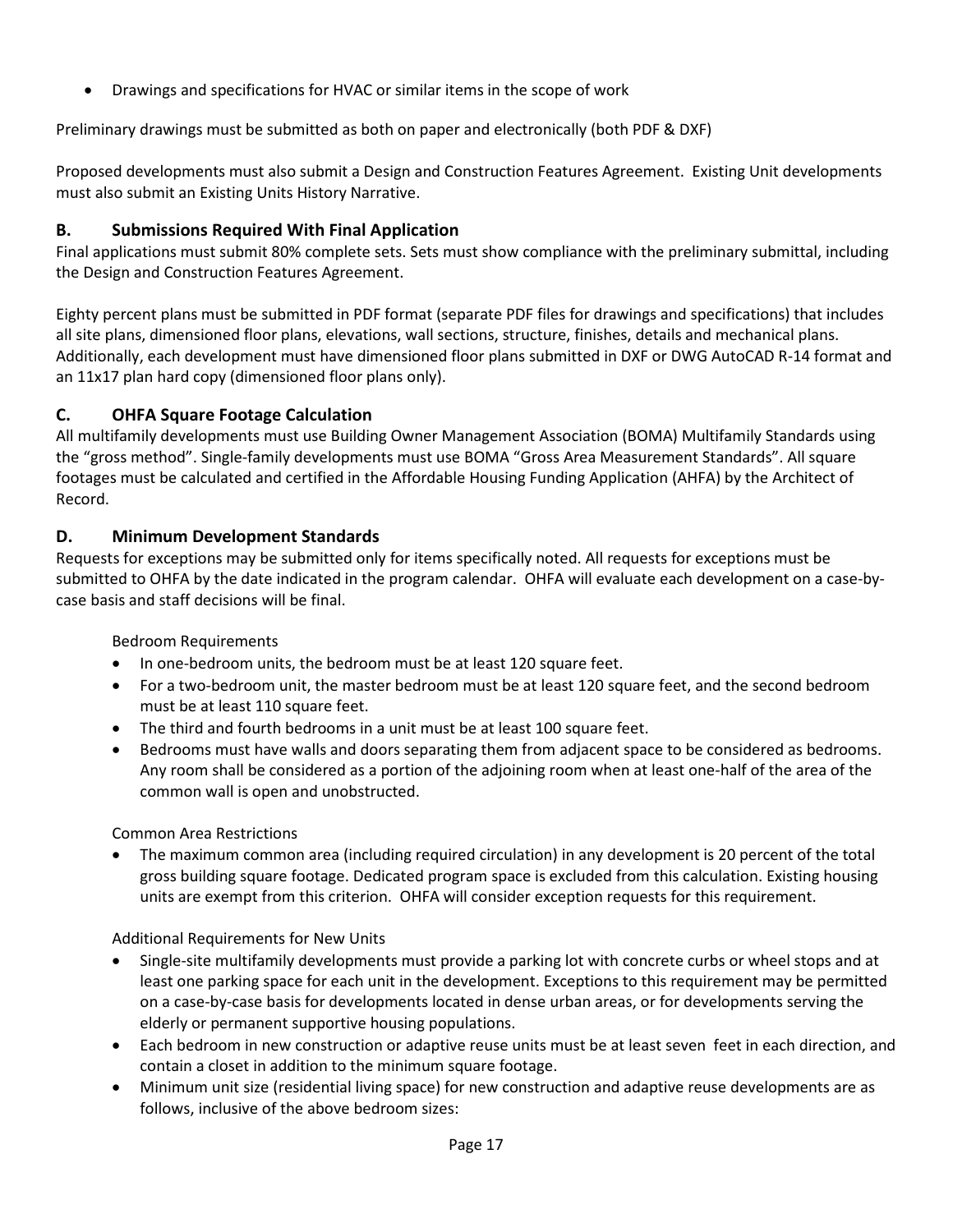- Drawings and specifications for HVAC or similar items in the scope of work

Preliminary drawings must be submitted as both on paper and electronically (both PDF & DXF)

Proposed developments must also submit a Design and Construction Features Agreement. Existing Unit developments must also submit an Existing Units History Narrative.

### B. Submissions Required With Final Application

Final applications must submit 80% complete sets. Sets must show compliance with the preliminary submittal, including the Design and Construction Features Agreement.

Eighty percent plans must be submitted in PDF format (separate PDF files for drawings and specifications) that includes all site plans, dimensioned floor plans, elevations, wall sections, structure, finishes, details and mechanical plans. Additionally, each development must have dimensioned floor plans submitted in DXF or DWG AutoCAD R-14 format and an 11x17 plan hard copy (dimensioned floor plans only).

### C. OHFA Square Footage Calculation

All multifamily developments must use Building Owner Management Association (BOMA) Multifamily Standards using the "gross method". Single-family developments must use BOMA "Gross Area Measurement Standards". All square footages must be calculated and certified in the Affordable Housing Funding Application (AHFA) by the Architect of Record.

### D. Minimum Development Standards

Requests for exceptions may be submitted only for items specifically noted. All requests for exceptions must be submitted to OHFA by the date indicated in the program calendar. OHFA will evaluate each development on a case-by-case basis and staff decisions will be final.

Bedroom Requirements

- In one-bedroom units, the bedroom must be at least 120 square feet.
- For a two-bedroom unit, the master bedroom must be at least 120 square feet, and the second bedroom must be at least 110 square feet.
- The third and fourth bedrooms in a unit must be at least 100 square feet.
- Bedrooms must have walls and doors separating them from adjacent space to be considered as bedrooms. Any room shall be considered as a portion of the adjoining room when at least one-half of the area of the common wall is open and unobstructed.

Common Area Restrictions

- The maximum common area (including required circulation) in any development is 20 percent of the total gross building square footage. Dedicated program space is excluded from this calculation. Existing housing units are exempt from this criterion. OHFA will consider exception requests for this requirement.

Additional Requirements for New Units

- Single-site multifamily developments must provide a parking lot with concrete curbs or wheel stops and at least one parking space for each unit in the development. Exceptions to this requirement may be permitted on a case-by-case basis for developments located in dense urban areas, or for developments serving the elderly or permanent supportive housing populations.
- Each bedroom in new construction or adaptive reuse units must be at least seven feet in each direction, and contain a closet in addition to the minimum square footage.
- Minimum unit size (residential living space) for new construction and adaptive reuse developments are as follows, inclusive of the above bedroom sizes: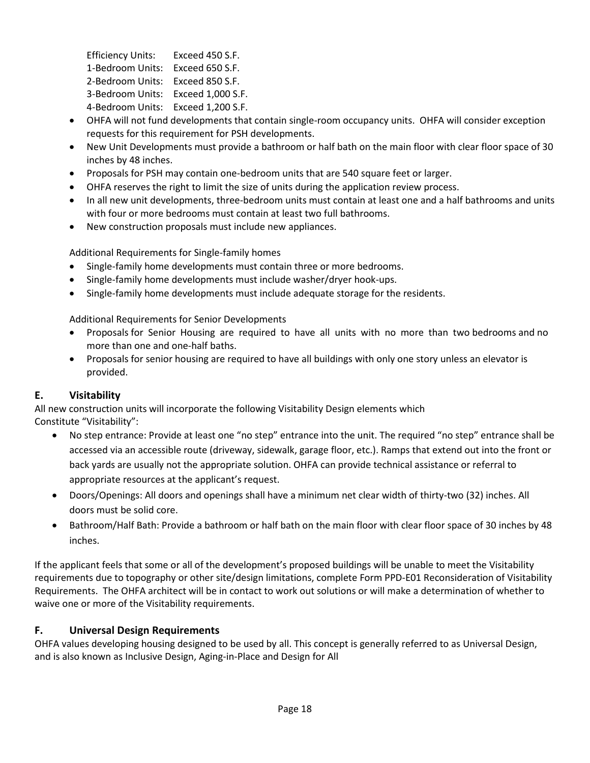Efficiency Units: Exceed 450 S.F.
1-Bedroom Units: Exceed 650 S.F.
2-Bedroom Units: Exceed 850 S.F.
3-Bedroom Units: Exceed 1,000 S.F.
4-Bedroom Units: Exceed 1,200 S.F.

- OHFA will not fund developments that contain single-room occupancy units. OHFA will consider exception requests for this requirement for PSH developments.
- New Unit Developments must provide a bathroom or half bath on the main floor with clear floor space of 30 inches by 48 inches.
- Proposals for PSH may contain one-bedroom units that are 540 square feet or larger.
- OHFA reserves the right to limit the size of units during the application review process.
- In all new unit developments, three-bedroom units must contain at least one and a half bathrooms and units with four or more bedrooms must contain at least two full bathrooms.
- New construction proposals must include new appliances.

Additional Requirements for Single-family homes

- Single-family home developments must contain three or more bedrooms.
- Single-family home developments must include washer/dryer hook-ups.
- Single-family home developments must include adequate storage for the residents.

Additional Requirements for Senior Developments

- Proposals for Senior Housing are required to have all units with no more than two bedrooms and no more than one and one-half baths.
- Proposals for senior housing are required to have all buildings with only one story unless an elevator is provided.

## E. Visitability

All new construction units will incorporate the following Visitability Design elements which Constitute "Visitability":

- No step entrance: Provide at least one "no step" entrance into the unit. The required "no step" entrance shall be accessed via an accessible route (driveway, sidewalk, garage floor, etc.). Ramps that extend out into the front or back yards are usually not the appropriate solution. OHFA can provide technical assistance or referral to appropriate resources at the applicant's request.
- Doors/Openings: All doors and openings shall have a minimum net clear width of thirty-two (32) inches. All doors must be solid core.
- Bathroom/Half Bath: Provide a bathroom or half bath on the main floor with clear floor space of 30 inches by 48 inches.

If the applicant feels that some or all of the development's proposed buildings will be unable to meet the Visitability requirements due to topography or other site/design limitations, complete Form PPD-E01 Reconsideration of Visitability Requirements. The OHFA architect will be in contact to work out solutions or will make a determination of whether to waive one or more of the Visitability requirements.

## F. Universal Design Requirements

OHFA values developing housing designed to be used by all. This concept is generally referred to as Universal Design, and is also known as Inclusive Design, Aging-in-Place and Design for All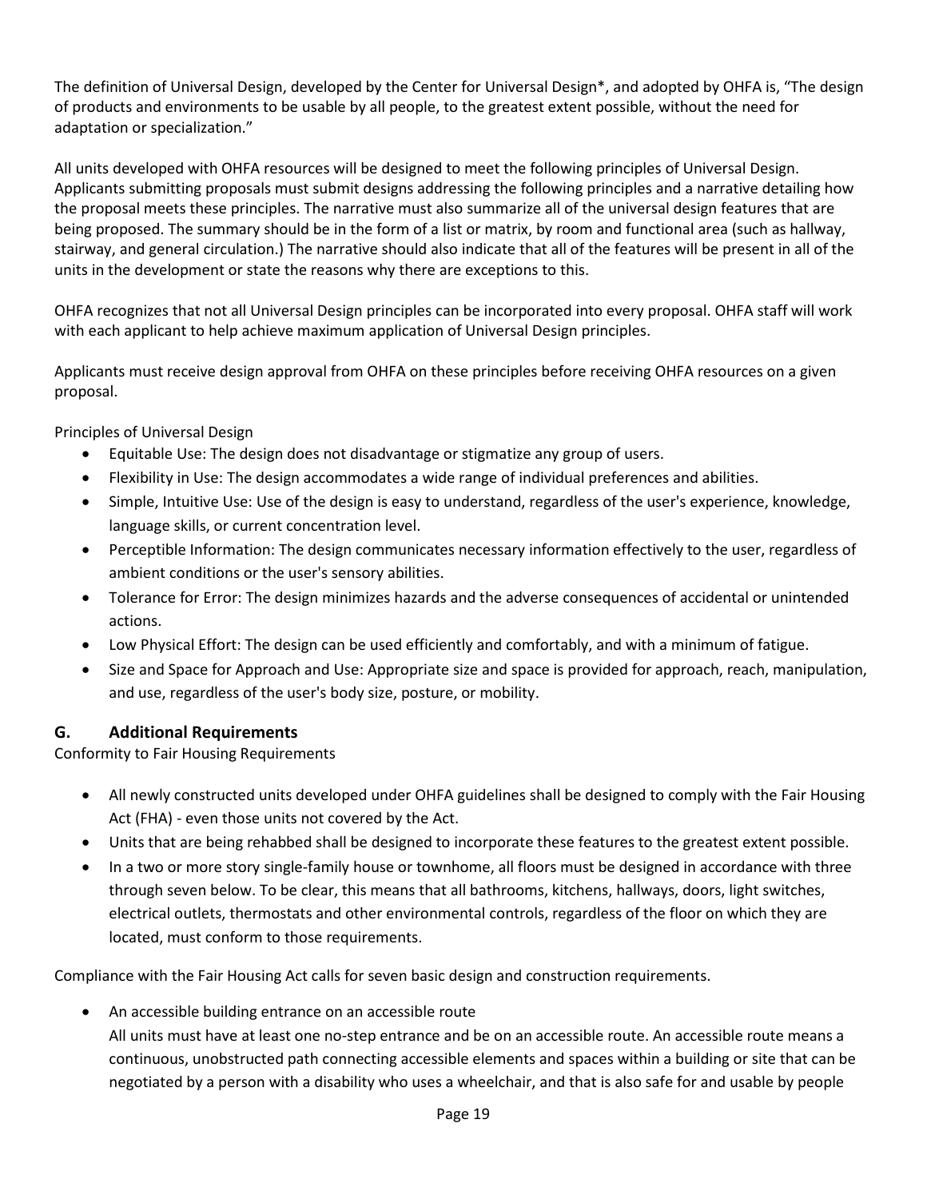The definition of Universal Design, developed by the Center for Universal Design*, and adopted by OHFA is, “The design of products and environments to be usable by all people, to the greatest extent possible, without the need for adaptation or specialization.”

All units developed with OHFA resources will be designed to meet the following principles of Universal Design. Applicants submitting proposals must submit designs addressing the following principles and a narrative detailing how the proposal meets these principles. The narrative must also summarize all of the universal design features that are being proposed. The summary should be in the form of a list or matrix, by room and functional area (such as hallway, stairway, and general circulation.) The narrative should also indicate that all of the features will be present in all of the units in the development or state the reasons why there are exceptions to this.

OHFA recognizes that not all Universal Design principles can be incorporated into every proposal. OHFA staff will work with each applicant to help achieve maximum application of Universal Design principles.

Applicants must receive design approval from OHFA on these principles before receiving OHFA resources on a given proposal.

Principles of Universal Design

- Equitable Use: The design does not disadvantage or stigmatize any group of users.
- Flexibility in Use: The design accommodates a wide range of individual preferences and abilities.
- Simple, Intuitive Use: Use of the design is easy to understand, regardless of the user's experience, knowledge, language skills, or current concentration level.
- Perceptible Information: The design communicates necessary information effectively to the user, regardless of ambient conditions or the user's sensory abilities.
- Tolerance for Error: The design minimizes hazards and the adverse consequences of accidental or unintended actions.
- Low Physical Effort: The design can be used efficiently and comfortably, and with a minimum of fatigue.
- Size and Space for Approach and Use: Appropriate size and space is provided for approach, reach, manipulation, and use, regardless of the user's body size, posture, or mobility.

## G. Additional Requirements

Conformity to Fair Housing Requirements

- All newly constructed units developed under OHFA guidelines shall be designed to comply with the Fair Housing Act (FHA) - even those units not covered by the Act.
- Units that are being rehabbed shall be designed to incorporate these features to the greatest extent possible.
- In a two or more story single-family house or townhome, all floors must be designed in accordance with three through seven below. To be clear, this means that all bathrooms, kitchens, hallways, doors, light switches, electrical outlets, thermostats and other environmental controls, regardless of the floor on which they are located, must conform to those requirements.

Compliance with the Fair Housing Act calls for seven basic design and construction requirements.

- An accessible building entrance on an accessible route
  All units must have at least one no-step entrance and be on an accessible route. An accessible route means a continuous, unobstructed path connecting accessible elements and spaces within a building or site that can be negotiated by a person with a disability who uses a wheelchair, and that is also safe for and usable by people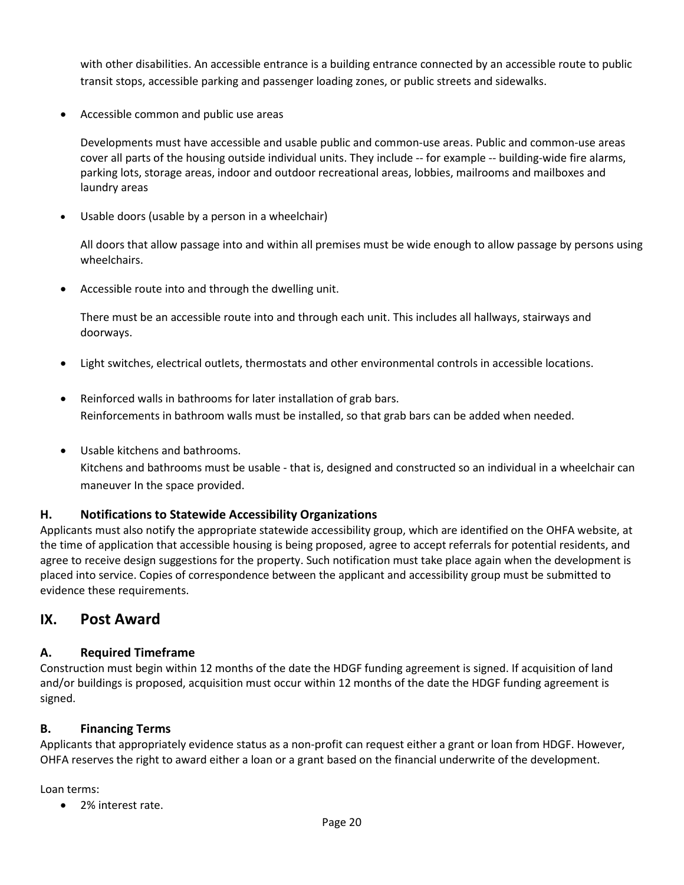with other disabilities. An accessible entrance is a building entrance connected by an accessible route to public transit stops, accessible parking and passenger loading zones, or public streets and sidewalks.

- Accessible common and public use areas

  Developments must have accessible and usable public and common-use areas. Public and common-use areas cover all parts of the housing outside individual units. They include -- for example -- building-wide fire alarms, parking lots, storage areas, indoor and outdoor recreational areas, lobbies, mailrooms and mailboxes and laundry areas

- Usable doors (usable by a person in a wheelchair)

  All doors that allow passage into and within all premises must be wide enough to allow passage by persons using wheelchairs.

- Accessible route into and through the dwelling unit.

  There must be an accessible route into and through each unit. This includes all hallways, stairways and doorways.

- Light switches, electrical outlets, thermostats and other environmental controls in accessible locations.

- Reinforced walls in bathrooms for later installation of grab bars.
  Reinforcements in bathroom walls must be installed, so that grab bars can be added when needed.

- Usable kitchens and bathrooms.
  Kitchens and bathrooms must be usable - that is, designed and constructed so an individual in a wheelchair can maneuver In the space provided.

### H. Notifications to Statewide Accessibility Organizations

Applicants must also notify the appropriate statewide accessibility group, which are identified on the OHFA website, at the time of application that accessible housing is being proposed, agree to accept referrals for potential residents, and agree to receive design suggestions for the property. Such notification must take place again when the development is placed into service. Copies of correspondence between the applicant and accessibility group must be submitted to evidence these requirements.

## IX. Post Award

### A. Required Timeframe

Construction must begin within 12 months of the date the HDGF funding agreement is signed. If acquisition of land and/or buildings is proposed, acquisition must occur within 12 months of the date the HDGF funding agreement is signed.

### B. Financing Terms

Applicants that appropriately evidence status as a non-profit can request either a grant or loan from HDGF. However, OHFA reserves the right to award either a loan or a grant based on the financial underwrite of the development.

Loan terms:

- 2% interest rate.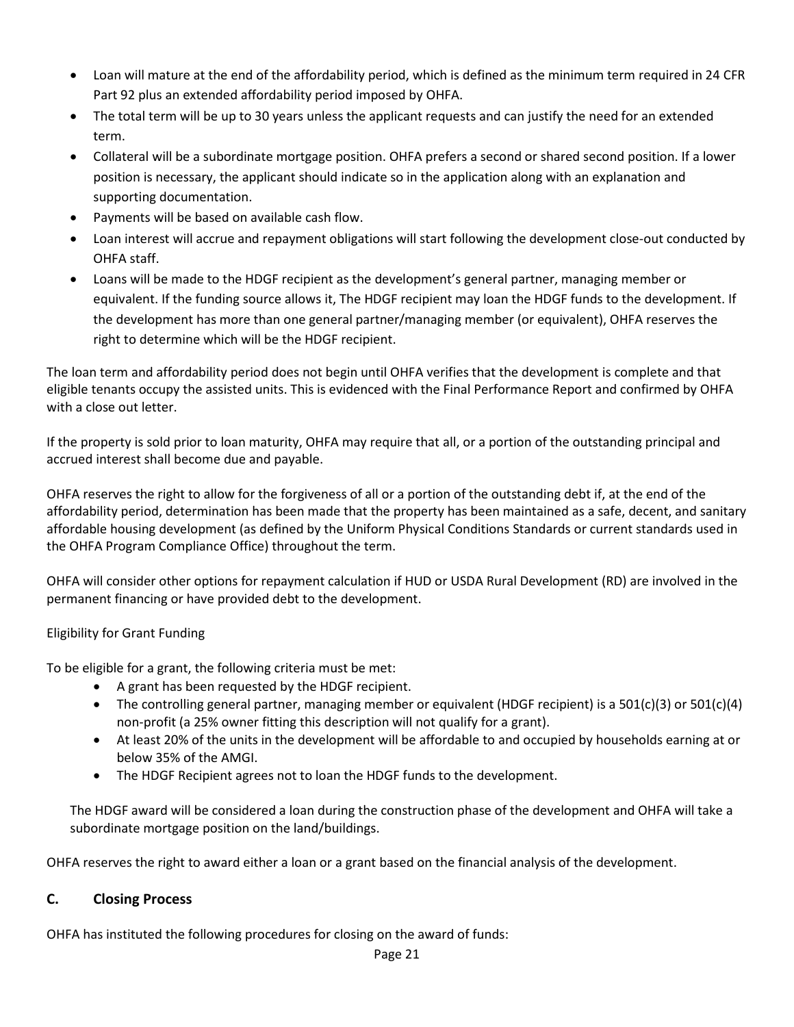- Loan will mature at the end of the affordability period, which is defined as the minimum term required in 24 CFR Part 92 plus an extended affordability period imposed by OHFA.
- The total term will be up to 30 years unless the applicant requests and can justify the need for an extended term.
- Collateral will be a subordinate mortgage position. OHFA prefers a second or shared second position. If a lower position is necessary, the applicant should indicate so in the application along with an explanation and supporting documentation.
- Payments will be based on available cash flow.
- Loan interest will accrue and repayment obligations will start following the development close-out conducted by OHFA staff.
- Loans will be made to the HDGF recipient as the development's general partner, managing member or equivalent. If the funding source allows it, The HDGF recipient may loan the HDGF funds to the development. If the development has more than one general partner/managing member (or equivalent), OHFA reserves the right to determine which will be the HDGF recipient.

The loan term and affordability period does not begin until OHFA verifies that the development is complete and that eligible tenants occupy the assisted units. This is evidenced with the Final Performance Report and confirmed by OHFA with a close out letter.

If the property is sold prior to loan maturity, OHFA may require that all, or a portion of the outstanding principal and accrued interest shall become due and payable.

OHFA reserves the right to allow for the forgiveness of all or a portion of the outstanding debt if, at the end of the affordability period, determination has been made that the property has been maintained as a safe, decent, and sanitary affordable housing development (as defined by the Uniform Physical Conditions Standards or current standards used in the OHFA Program Compliance Office) throughout the term.

OHFA will consider other options for repayment calculation if HUD or USDA Rural Development (RD) are involved in the permanent financing or have provided debt to the development.

Eligibility for Grant Funding

To be eligible for a grant, the following criteria must be met:

- A grant has been requested by the HDGF recipient.
- The controlling general partner, managing member or equivalent (HDGF recipient) is a 501(c)(3) or 501(c)(4) non-profit (a 25% owner fitting this description will not qualify for a grant).
- At least 20% of the units in the development will be affordable to and occupied by households earning at or below 35% of the AMGI.
- The HDGF Recipient agrees not to loan the HDGF funds to the development.

The HDGF award will be considered a loan during the construction phase of the development and OHFA will take a subordinate mortgage position on the land/buildings.

OHFA reserves the right to award either a loan or a grant based on the financial analysis of the development.

## C. Closing Process

OHFA has instituted the following procedures for closing on the award of funds: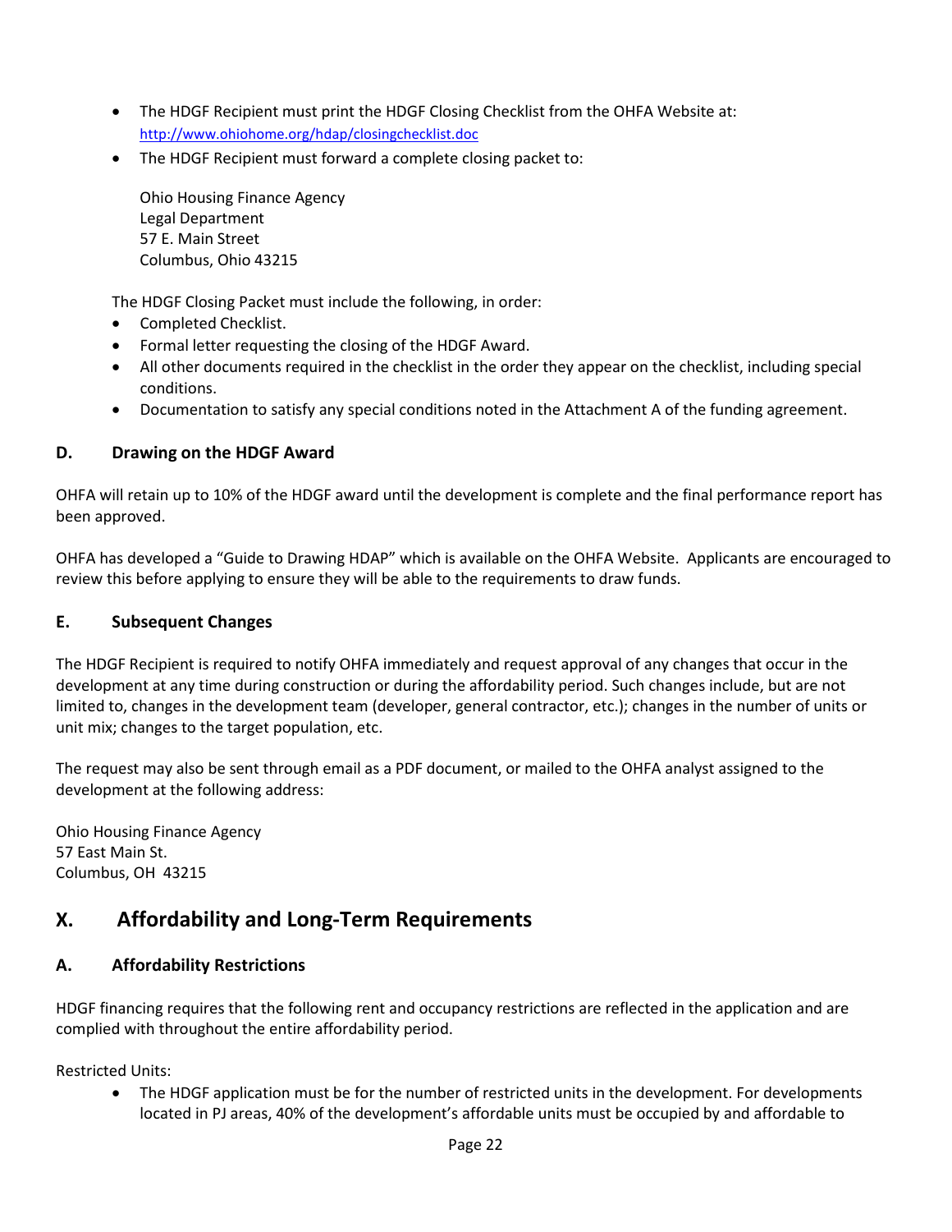- The HDGF Recipient must print the HDGF Closing Checklist from the OHFA Website at: http://www.ohiohome.org/hdap/closingchecklist.doc
- The HDGF Recipient must forward a complete closing packet to:

  Ohio Housing Finance Agency
  Legal Department
  57 E. Main Street
  Columbus, Ohio 43215

  The HDGF Closing Packet must include the following, in order:
  - Completed Checklist.
  - Formal letter requesting the closing of the HDGF Award.
  - All other documents required in the checklist in the order they appear on the checklist, including special conditions.
  - Documentation to satisfy any special conditions noted in the Attachment A of the funding agreement.

### D. Drawing on the HDGF Award

OHFA will retain up to 10% of the HDGF award until the development is complete and the final performance report has been approved.

OHFA has developed a "Guide to Drawing HDAP" which is available on the OHFA Website. Applicants are encouraged to review this before applying to ensure they will be able to the requirements to draw funds.

### E. Subsequent Changes

The HDGF Recipient is required to notify OHFA immediately and request approval of any changes that occur in the development at any time during construction or during the affordability period. Such changes include, but are not limited to, changes in the development team (developer, general contractor, etc.); changes in the number of units or unit mix; changes to the target population, etc.

The request may also be sent through email as a PDF document, or mailed to the OHFA analyst assigned to the development at the following address:

Ohio Housing Finance Agency
57 East Main St.
Columbus, OH 43215

## X. Affordability and Long-Term Requirements

### A. Affordability Restrictions

HDGF financing requires that the following rent and occupancy restrictions are reflected in the application and are complied with throughout the entire affordability period.

Restricted Units:

- The HDGF application must be for the number of restricted units in the development. For developments located in PJ areas, 40% of the development's affordable units must be occupied by and affordable to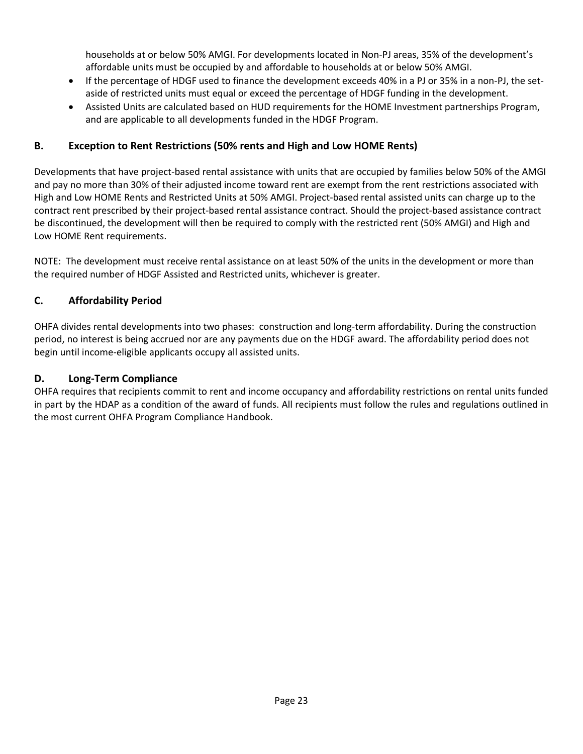households at or below 50% AMGI. For developments located in Non-PJ areas, 35% of the development's affordable units must be occupied by and affordable to households at or below 50% AMGI.
- If the percentage of HDGF used to finance the development exceeds 40% in a PJ or 35% in a non-PJ, the set-aside of restricted units must equal or exceed the percentage of HDGF funding in the development.
- Assisted Units are calculated based on HUD requirements for the HOME Investment partnerships Program, and are applicable to all developments funded in the HDGF Program.

## B. Exception to Rent Restrictions (50% rents and High and Low HOME Rents)

Developments that have project-based rental assistance with units that are occupied by families below 50% of the AMGI and pay no more than 30% of their adjusted income toward rent are exempt from the rent restrictions associated with High and Low HOME Rents and Restricted Units at 50% AMGI. Project-based rental assisted units can charge up to the contract rent prescribed by their project-based rental assistance contract. Should the project-based assistance contract be discontinued, the development will then be required to comply with the restricted rent (50% AMGI) and High and Low HOME Rent requirements.

NOTE: The development must receive rental assistance on at least 50% of the units in the development or more than the required number of HDGF Assisted and Restricted units, whichever is greater.

## C. Affordability Period

OHFA divides rental developments into two phases: construction and long-term affordability. During the construction period, no interest is being accrued nor are any payments due on the HDGF award. The affordability period does not begin until income-eligible applicants occupy all assisted units.

## D. Long-Term Compliance

OHFA requires that recipients commit to rent and income occupancy and affordability restrictions on rental units funded in part by the HDAP as a condition of the award of funds. All recipients must follow the rules and regulations outlined in the most current OHFA Program Compliance Handbook.